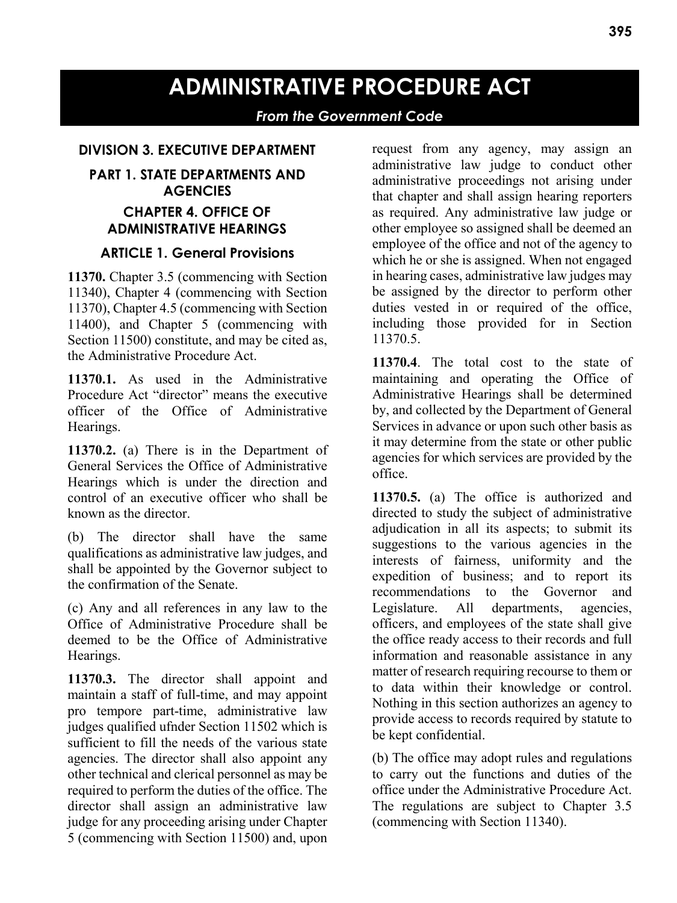# ADMINISTRATIVE PROCEDURE ACT

*From the Government Code*

## DIVISION 3. EXECUTIVE DEPARTMENT

## PART 1. STATE DEPARTMENTS AND AGENCIES

## CHAPTER 4. OFFICE OF ADMINISTRATIVE HEARINGS

### ARTICLE 1. General Provisions

**11370.** Chapter 3.5 (commencing with Section 11340), Chapter 4 (commencing with Section 11370), Chapter 4.5 (commencing with Section 11400), and Chapter 5 (commencing with Section 11500) constitute, and may be cited as, the Administrative Procedure Act.

**11370.1.** As used in the Administrative Procedure Act "director" means the executive officer of the Office of Administrative Hearings.

**11370.2.** (a) There is in the Department of General Services the Office of Administrative Hearings which is under the direction and control of an executive officer who shall be known as the director.

(b) The director shall have the same qualifications as administrative law judges, and shall be appointed by the Governor subject to the confirmation of the Senate.

(c) Any and all references in any law to the Office of Administrative Procedure shall be deemed to be the Office of Administrative Hearings.

**11370.3.** The director shall appoint and maintain a staff of full-time, and may appoint pro tempore part-time, administrative law judges qualified ufnder Section 11502 which is sufficient to fill the needs of the various state agencies. The director shall also appoint any other technical and clerical personnel as may be required to perform the duties of the office. The director shall assign an administrative law judge for any proceeding arising under Chapter 5 (commencing with Section 11500) and, upon request from any agency, may assign an administrative law judge to conduct other administrative proceedings not arising under that chapter and shall assign hearing reporters as required. Any administrative law judge or other employee so assigned shall be deemed an employee of the office and not of the agency to which he or she is assigned. When not engaged in hearing cases, administrative law judges may be assigned by the director to perform other duties vested in or required of the office, including those provided for in Section 11370.5.

**11370.4**. The total cost to the state of maintaining and operating the Office of Administrative Hearings shall be determined by, and collected by the Department of General Services in advance or upon such other basis as it may determine from the state or other public agencies for which services are provided by the office.

**11370.5.** (a) The office is authorized and directed to study the subject of administrative adjudication in all its aspects; to submit its suggestions to the various agencies in the interests of fairness, uniformity and the expedition of business; and to report its recommendations to the Governor and Legislature. All departments, agencies, officers, and employees of the state shall give the office ready access to their records and full information and reasonable assistance in any matter of research requiring recourse to them or to data within their knowledge or control. Nothing in this section authorizes an agency to provide access to records required by statute to be kept confidential.

(b) The office may adopt rules and regulations to carry out the functions and duties of the office under the Administrative Procedure Act. The regulations are subject to Chapter 3.5 (commencing with Section 11340).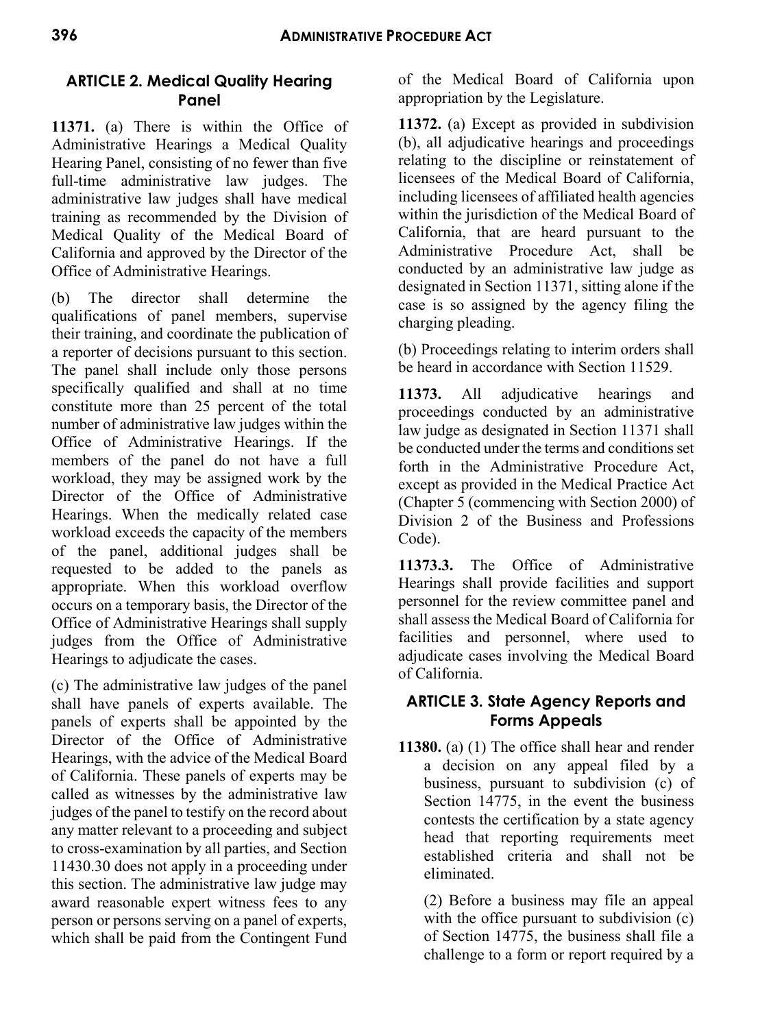### ARTICLE 2. Medical Quality Hearing Panel

**11371.** (a) There is within the Office of Administrative Hearings a Medical Quality Hearing Panel, consisting of no fewer than five full-time administrative law judges. The administrative law judges shall have medical training as recommended by the Division of Medical Quality of the Medical Board of California and approved by the Director of the Office of Administrative Hearings.

(b) The director shall determine the qualifications of panel members, supervise their training, and coordinate the publication of a reporter of decisions pursuant to this section. The panel shall include only those persons specifically qualified and shall at no time constitute more than 25 percent of the total number of administrative law judges within the Office of Administrative Hearings. If the members of the panel do not have a full workload, they may be assigned work by the Director of the Office of Administrative Hearings. When the medically related case workload exceeds the capacity of the members of the panel, additional judges shall be requested to be added to the panels as appropriate. When this workload overflow occurs on a temporary basis, the Director of the Office of Administrative Hearings shall supply judges from the Office of Administrative Hearings to adjudicate the cases.

(c) The administrative law judges of the panel shall have panels of experts available. The panels of experts shall be appointed by the Director of the Office of Administrative Hearings, with the advice of the Medical Board of California. These panels of experts may be called as witnesses by the administrative law judges of the panel to testify on the record about any matter relevant to a proceeding and subject to cross-examination by all parties, and Section 11430.30 does not apply in a proceeding under this section. The administrative law judge may award reasonable expert witness fees to any person or persons serving on a panel of experts, which shall be paid from the Contingent Fund of the Medical Board of California upon appropriation by the Legislature.

**11372.** (a) Except as provided in subdivision (b), all adjudicative hearings and proceedings relating to the discipline or reinstatement of licensees of the Medical Board of California, including licensees of affiliated health agencies within the jurisdiction of the Medical Board of California, that are heard pursuant to the Administrative Procedure Act, shall be conducted by an administrative law judge as designated in Section 11371, sitting alone if the case is so assigned by the agency filing the charging pleading.

(b) Proceedings relating to interim orders shall be heard in accordance with Section 11529.

**11373.** All adjudicative hearings and proceedings conducted by an administrative law judge as designated in Section 11371 shall be conducted under the terms and conditions set forth in the Administrative Procedure Act, except as provided in the Medical Practice Act (Chapter 5 (commencing with Section 2000) of Division 2 of the Business and Professions Code).

**11373.3.** The Office of Administrative Hearings shall provide facilities and support personnel for the review committee panel and shall assess the Medical Board of California for facilities and personnel, where used to adjudicate cases involving the Medical Board of California.

### ARTICLE 3. State Agency Reports and Forms Appeals

**11380.** (a) (1) The office shall hear and render a decision on any appeal filed by a business, pursuant to subdivision (c) of Section 14775, in the event the business contests the certification by a state agency head that reporting requirements meet established criteria and shall not be eliminated.

(2) Before a business may file an appeal with the office pursuant to subdivision (c) of Section 14775, the business shall file a challenge to a form or report required by a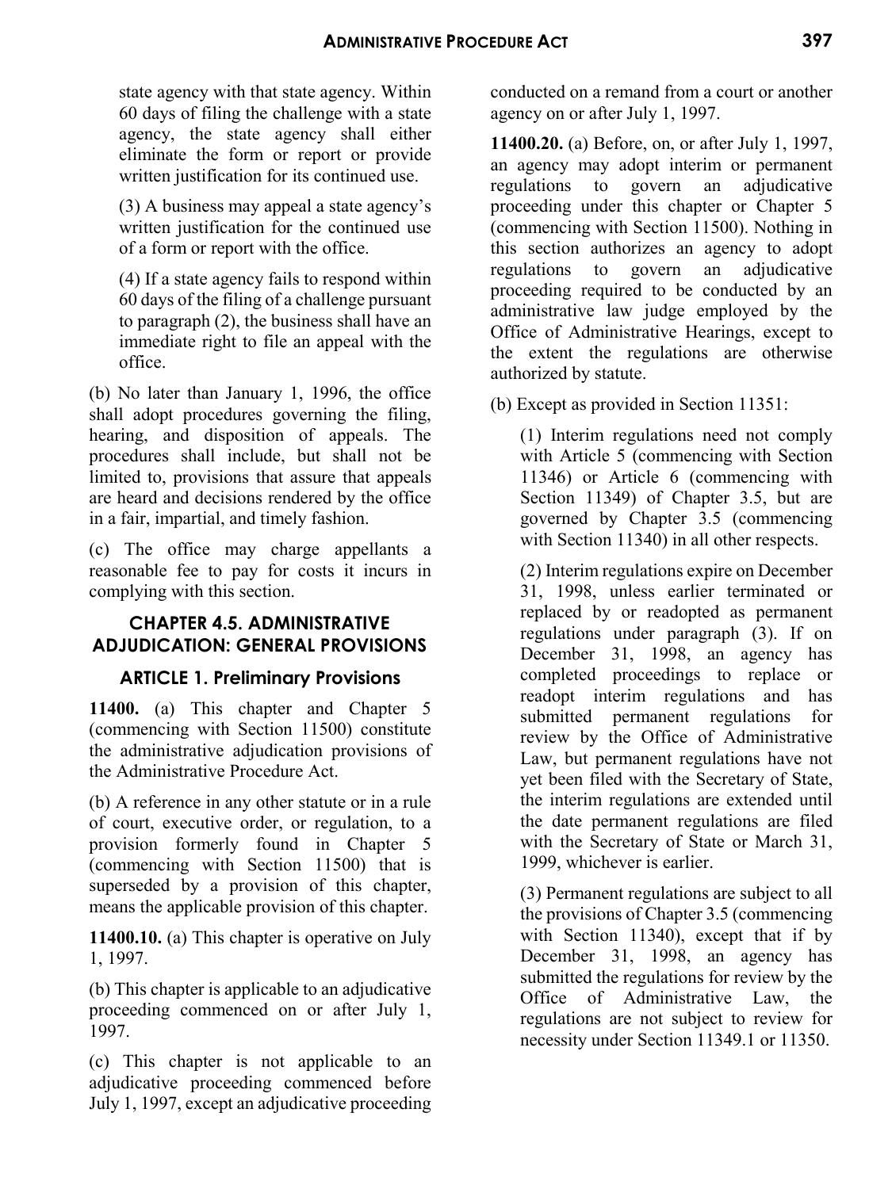state agency with that state agency. Within 60 days of filing the challenge with a state agency, the state agency shall either eliminate the form or report or provide written justification for its continued use.

(3) A business may appeal a state agency's written justification for the continued use of a form or report with the office.

(4) If a state agency fails to respond within 60 days of the filing of a challenge pursuant to paragraph (2), the business shall have an immediate right to file an appeal with the office.

(b) No later than January 1, 1996, the office shall adopt procedures governing the filing, hearing, and disposition of appeals. The procedures shall include, but shall not be limited to, provisions that assure that appeals are heard and decisions rendered by the office in a fair, impartial, and timely fashion.

(c) The office may charge appellants a reasonable fee to pay for costs it incurs in complying with this section.

## CHAPTER 4.5. ADMINISTRATIVE ADJUDICATION: GENERAL PROVISIONS

### ARTICLE 1. Preliminary Provisions

**11400.** (a) This chapter and Chapter 5 (commencing with Section 11500) constitute the administrative adjudication provisions of the Administrative Procedure Act.

(b) A reference in any other statute or in a rule of court, executive order, or regulation, to a provision formerly found in Chapter 5 (commencing with Section 11500) that is superseded by a provision of this chapter, means the applicable provision of this chapter.

**11400.10.** (a) This chapter is operative on July 1, 1997.

(b) This chapter is applicable to an adjudicative proceeding commenced on or after July 1, 1997.

(c) This chapter is not applicable to an adjudicative proceeding commenced before July 1, 1997, except an adjudicative proceeding conducted on a remand from a court or another agency on or after July 1, 1997.

**11400.20.** (a) Before, on, or after July 1, 1997, an agency may adopt interim or permanent regulations to govern an adjudicative proceeding under this chapter or Chapter 5 (commencing with Section 11500). Nothing in this section authorizes an agency to adopt regulations to govern an adjudicative proceeding required to be conducted by an administrative law judge employed by the Office of Administrative Hearings, except to the extent the regulations are otherwise authorized by statute.

(b) Except as provided in Section 11351:

(1) Interim regulations need not comply with Article 5 (commencing with Section 11346) or Article 6 (commencing with Section 11349) of Chapter 3.5, but are governed by Chapter 3.5 (commencing with Section 11340) in all other respects.

(2) Interim regulations expire on December 31, 1998, unless earlier terminated or replaced by or readopted as permanent regulations under paragraph (3). If on December 31, 1998, an agency has completed proceedings to replace or readopt interim regulations and has submitted permanent regulations for review by the Office of Administrative Law, but permanent regulations have not yet been filed with the Secretary of State, the interim regulations are extended until the date permanent regulations are filed with the Secretary of State or March 31, 1999, whichever is earlier.

(3) Permanent regulations are subject to all the provisions of Chapter 3.5 (commencing with Section 11340), except that if by December 31, 1998, an agency has submitted the regulations for review by the Office of Administrative Law, the regulations are not subject to review for necessity under Section 11349.1 or 11350.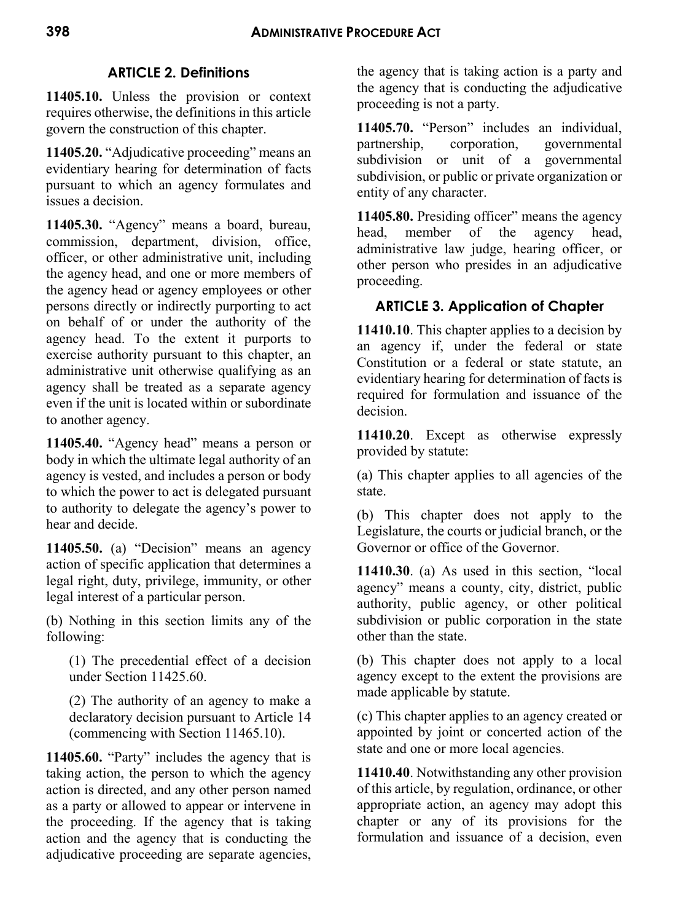## ARTICLE 2. Definitions

**11405.10.** Unless the provision or context requires otherwise, the definitions in this article govern the construction of this chapter.

**11405.20.** "Adjudicative proceeding" means an evidentiary hearing for determination of facts pursuant to which an agency formulates and issues a decision.

**11405.30.** "Agency" means a board, bureau, commission, department, division, office, officer, or other administrative unit, including the agency head, and one or more members of the agency head or agency employees or other persons directly or indirectly purporting to act on behalf of or under the authority of the agency head. To the extent it purports to exercise authority pursuant to this chapter, an administrative unit otherwise qualifying as an agency shall be treated as a separate agency even if the unit is located within or subordinate to another agency.

**11405.40.** "Agency head" means a person or body in which the ultimate legal authority of an agency is vested, and includes a person or body to which the power to act is delegated pursuant to authority to delegate the agency's power to hear and decide.

**11405.50.** (a) "Decision" means an agency action of specific application that determines a legal right, duty, privilege, immunity, or other legal interest of a particular person.

(b) Nothing in this section limits any of the following:

(1) The precedential effect of a decision under Section 11425.60.

(2) The authority of an agency to make a declaratory decision pursuant to Article 14 (commencing with Section 11465.10).

**11405.60.** "Party" includes the agency that is taking action, the person to which the agency action is directed, and any other person named as a party or allowed to appear or intervene in the proceeding. If the agency that is taking action and the agency that is conducting the adjudicative proceeding are separate agencies, the agency that is taking action is a party and the agency that is conducting the adjudicative proceeding is not a party.

**11405.70.** "Person" includes an individual, partnership, corporation, governmental subdivision or unit of a governmental subdivision, or public or private organization or entity of any character.

**11405.80.** Presiding officer" means the agency head, member of the agency head, administrative law judge, hearing officer, or other person who presides in an adjudicative proceeding.

## ARTICLE 3. Application of Chapter

**11410.10**. This chapter applies to a decision by an agency if, under the federal or state Constitution or a federal or state statute, an evidentiary hearing for determination of facts is required for formulation and issuance of the decision.

**11410.20**. Except as otherwise expressly provided by statute:

(a) This chapter applies to all agencies of the state.

(b) This chapter does not apply to the Legislature, the courts or judicial branch, or the Governor or office of the Governor.

**11410.30**. (a) As used in this section, "local agency" means a county, city, district, public authority, public agency, or other political subdivision or public corporation in the state other than the state.

(b) This chapter does not apply to a local agency except to the extent the provisions are made applicable by statute.

(c) This chapter applies to an agency created or appointed by joint or concerted action of the state and one or more local agencies.

**11410.40**. Notwithstanding any other provision of this article, by regulation, ordinance, or other appropriate action, an agency may adopt this chapter or any of its provisions for the formulation and issuance of a decision, even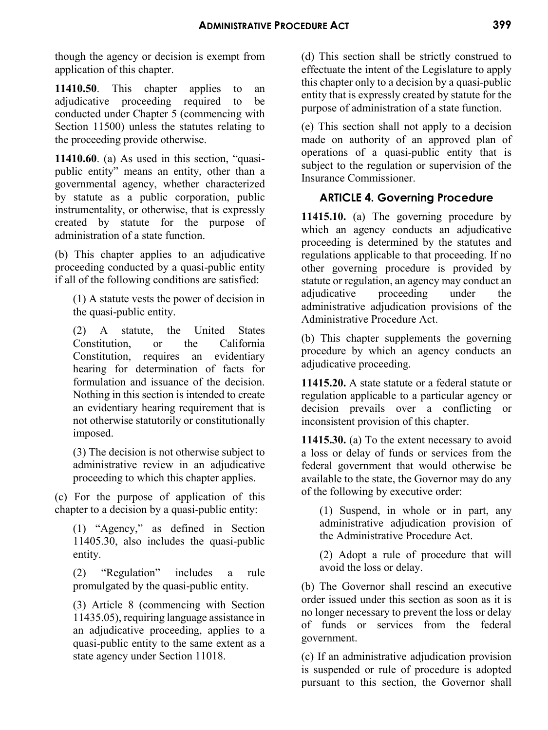though the agency or decision is exempt from application of this chapter.

**11410.50**. This chapter applies to an adjudicative proceeding required to be conducted under Chapter 5 (commencing with Section 11500) unless the statutes relating to the proceeding provide otherwise.

**11410.60**. (a) As used in this section, "quasi-public entity" means an entity, other than a governmental agency, whether characterized by statute as a public corporation, public instrumentality, or otherwise, that is expressly created by statute for the purpose of administration of a state function.

(b) This chapter applies to an adjudicative proceeding conducted by a quasi-public entity if all of the following conditions are satisfied:

> (1) A statute vests the power of decision in the quasi-public entity.
>
> (2) A statute, the United States Constitution, or the California Constitution, requires an evidentiary hearing for determination of facts for formulation and issuance of the decision. Nothing in this section is intended to create an evidentiary hearing requirement that is not otherwise statutorily or constitutionally imposed.
>
> (3) The decision is not otherwise subject to administrative review in an adjudicative proceeding to which this chapter applies.

(c) For the purpose of application of this chapter to a decision by a quasi-public entity:

> (1) "Agency," as defined in Section 11405.30, also includes the quasi-public entity.
>
> (2) "Regulation" includes a rule promulgated by the quasi-public entity.
>
> (3) Article 8 (commencing with Section 11435.05), requiring language assistance in an adjudicative proceeding, applies to a quasi-public entity to the same extent as a state agency under Section 11018.

(d) This section shall be strictly construed to effectuate the intent of the Legislature to apply this chapter only to a decision by a quasi-public entity that is expressly created by statute for the purpose of administration of a state function.

(e) This section shall not apply to a decision made on authority of an approved plan of operations of a quasi-public entity that is subject to the regulation or supervision of the Insurance Commissioner.

## ARTICLE 4. Governing Procedure

**11415.10.** (a) The governing procedure by which an agency conducts an adjudicative proceeding is determined by the statutes and regulations applicable to that proceeding. If no other governing procedure is provided by statute or regulation, an agency may conduct an adjudicative proceeding under the administrative adjudication provisions of the Administrative Procedure Act.

(b) This chapter supplements the governing procedure by which an agency conducts an adjudicative proceeding.

**11415.20.** A state statute or a federal statute or regulation applicable to a particular agency or decision prevails over a conflicting or inconsistent provision of this chapter.

**11415.30.** (a) To the extent necessary to avoid a loss or delay of funds or services from the federal government that would otherwise be available to the state, the Governor may do any of the following by executive order:

> (1) Suspend, in whole or in part, any administrative adjudication provision of the Administrative Procedure Act.
>
> (2) Adopt a rule of procedure that will avoid the loss or delay.

(b) The Governor shall rescind an executive order issued under this section as soon as it is no longer necessary to prevent the loss or delay of funds or services from the federal government.

(c) If an administrative adjudication provision is suspended or rule of procedure is adopted pursuant to this section, the Governor shall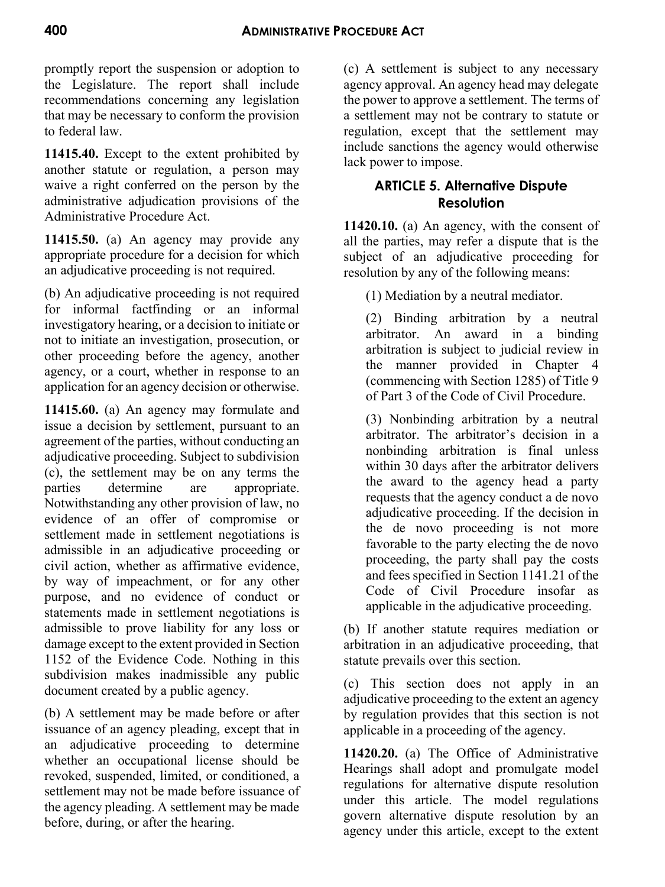promptly report the suspension or adoption to the Legislature. The report shall include recommendations concerning any legislation that may be necessary to conform the provision to federal law.

**11415.40.** Except to the extent prohibited by another statute or regulation, a person may waive a right conferred on the person by the administrative adjudication provisions of the Administrative Procedure Act.

**11415.50.** (a) An agency may provide any appropriate procedure for a decision for which an adjudicative proceeding is not required.

(b) An adjudicative proceeding is not required for informal factfinding or an informal investigatory hearing, or a decision to initiate or not to initiate an investigation, prosecution, or other proceeding before the agency, another agency, or a court, whether in response to an application for an agency decision or otherwise.

**11415.60.** (a) An agency may formulate and issue a decision by settlement, pursuant to an agreement of the parties, without conducting an adjudicative proceeding. Subject to subdivision (c), the settlement may be on any terms the parties determine are appropriate. Notwithstanding any other provision of law, no evidence of an offer of compromise or settlement made in settlement negotiations is admissible in an adjudicative proceeding or civil action, whether as affirmative evidence, by way of impeachment, or for any other purpose, and no evidence of conduct or statements made in settlement negotiations is admissible to prove liability for any loss or damage except to the extent provided in Section 1152 of the Evidence Code. Nothing in this subdivision makes inadmissible any public document created by a public agency.

(b) A settlement may be made before or after issuance of an agency pleading, except that in an adjudicative proceeding to determine whether an occupational license should be revoked, suspended, limited, or conditioned, a settlement may not be made before issuance of the agency pleading. A settlement may be made before, during, or after the hearing.

(c) A settlement is subject to any necessary agency approval. An agency head may delegate the power to approve a settlement. The terms of a settlement may not be contrary to statute or regulation, except that the settlement may include sanctions the agency would otherwise lack power to impose.

## ARTICLE 5. Alternative Dispute Resolution

**11420.10.** (a) An agency, with the consent of all the parties, may refer a dispute that is the subject of an adjudicative proceeding for resolution by any of the following means:

(1) Mediation by a neutral mediator.

(2) Binding arbitration by a neutral arbitrator. An award in a binding arbitration is subject to judicial review in the manner provided in Chapter 4 (commencing with Section 1285) of Title 9 of Part 3 of the Code of Civil Procedure.

(3) Nonbinding arbitration by a neutral arbitrator. The arbitrator's decision in a nonbinding arbitration is final unless within 30 days after the arbitrator delivers the award to the agency head a party requests that the agency conduct a de novo adjudicative proceeding. If the decision in the de novo proceeding is not more favorable to the party electing the de novo proceeding, the party shall pay the costs and fees specified in Section 1141.21 of the Code of Civil Procedure insofar as applicable in the adjudicative proceeding.

(b) If another statute requires mediation or arbitration in an adjudicative proceeding, that statute prevails over this section.

(c) This section does not apply in an adjudicative proceeding to the extent an agency by regulation provides that this section is not applicable in a proceeding of the agency.

**11420.20.** (a) The Office of Administrative Hearings shall adopt and promulgate model regulations for alternative dispute resolution under this article. The model regulations govern alternative dispute resolution by an agency under this article, except to the extent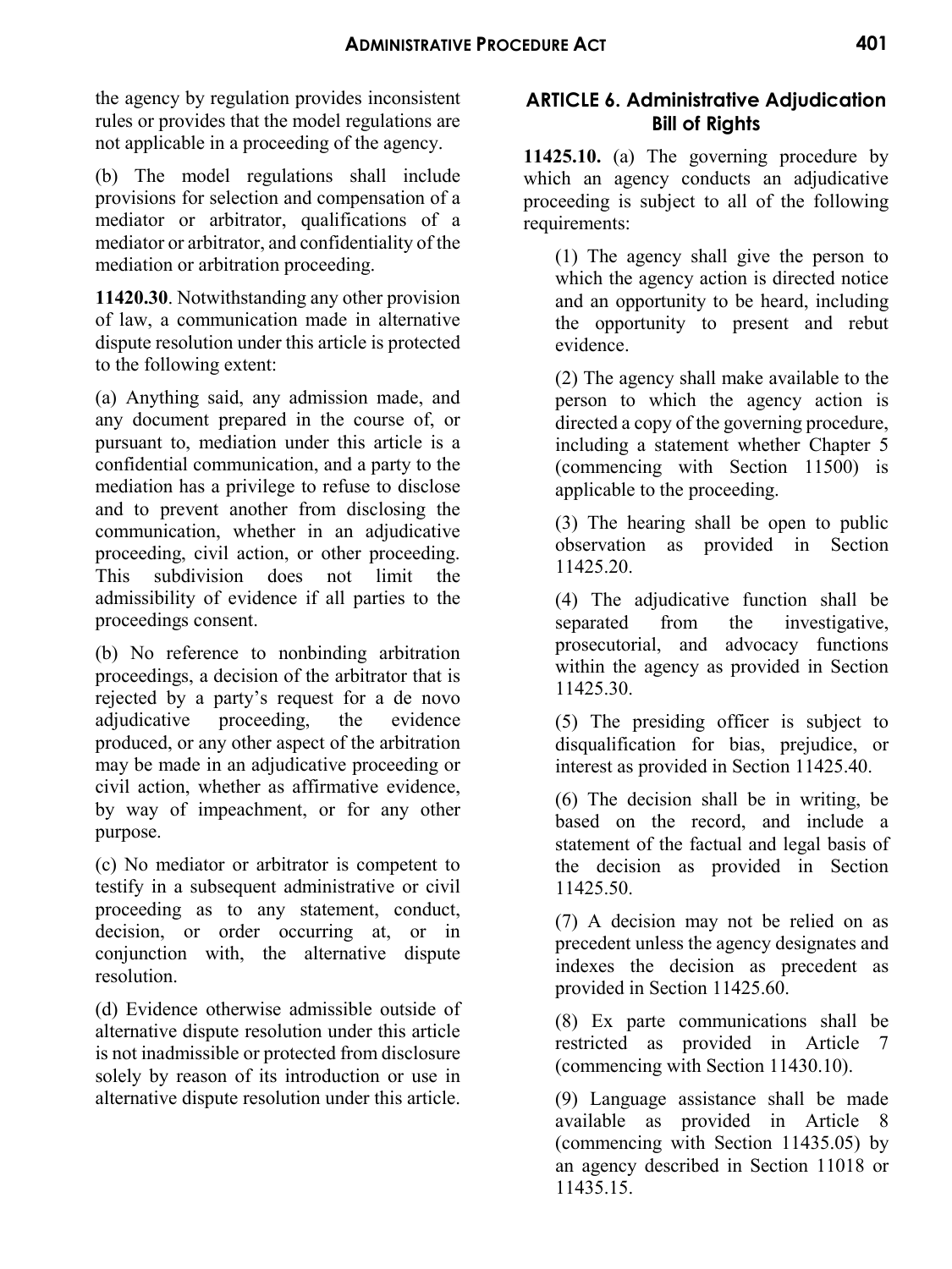the agency by regulation provides inconsistent rules or provides that the model regulations are not applicable in a proceeding of the agency.

(b) The model regulations shall include provisions for selection and compensation of a mediator or arbitrator, qualifications of a mediator or arbitrator, and confidentiality of the mediation or arbitration proceeding.

**11420.30**. Notwithstanding any other provision of law, a communication made in alternative dispute resolution under this article is protected to the following extent:

(a) Anything said, any admission made, and any document prepared in the course of, or pursuant to, mediation under this article is a confidential communication, and a party to the mediation has a privilege to refuse to disclose and to prevent another from disclosing the communication, whether in an adjudicative proceeding, civil action, or other proceeding. This subdivision does not limit the admissibility of evidence if all parties to the proceedings consent.

(b) No reference to nonbinding arbitration proceedings, a decision of the arbitrator that is rejected by a party's request for a de novo adjudicative proceeding, the evidence produced, or any other aspect of the arbitration may be made in an adjudicative proceeding or civil action, whether as affirmative evidence, by way of impeachment, or for any other purpose.

(c) No mediator or arbitrator is competent to testify in a subsequent administrative or civil proceeding as to any statement, conduct, decision, or order occurring at, or in conjunction with, the alternative dispute resolution.

(d) Evidence otherwise admissible outside of alternative dispute resolution under this article is not inadmissible or protected from disclosure solely by reason of its introduction or use in alternative dispute resolution under this article.

## ARTICLE 6. Administrative Adjudication Bill of Rights

**11425.10.** (a) The governing procedure by which an agency conducts an adjudicative proceeding is subject to all of the following requirements:

(1) The agency shall give the person to which the agency action is directed notice and an opportunity to be heard, including the opportunity to present and rebut evidence.

(2) The agency shall make available to the person to which the agency action is directed a copy of the governing procedure, including a statement whether Chapter 5 (commencing with Section 11500) is applicable to the proceeding.

(3) The hearing shall be open to public observation as provided in Section 11425.20.

(4) The adjudicative function shall be separated from the investigative, prosecutorial, and advocacy functions within the agency as provided in Section 11425.30.

(5) The presiding officer is subject to disqualification for bias, prejudice, or interest as provided in Section 11425.40.

(6) The decision shall be in writing, be based on the record, and include a statement of the factual and legal basis of the decision as provided in Section 11425.50.

(7) A decision may not be relied on as precedent unless the agency designates and indexes the decision as precedent as provided in Section 11425.60.

(8) Ex parte communications shall be restricted as provided in Article 7 (commencing with Section 11430.10).

(9) Language assistance shall be made available as provided in Article 8 (commencing with Section 11435.05) by an agency described in Section 11018 or 11435.15.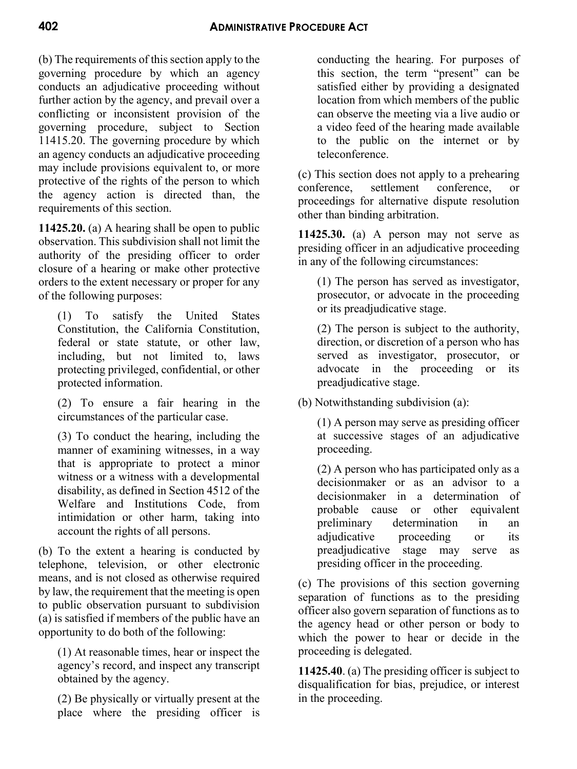(b) The requirements of this section apply to the governing procedure by which an agency conducts an adjudicative proceeding without further action by the agency, and prevail over a conflicting or inconsistent provision of the governing procedure, subject to Section 11415.20. The governing procedure by which an agency conducts an adjudicative proceeding may include provisions equivalent to, or more protective of the rights of the person to which the agency action is directed than, the requirements of this section.

**11425.20.** (a) A hearing shall be open to public observation. This subdivision shall not limit the authority of the presiding officer to order closure of a hearing or make other protective orders to the extent necessary or proper for any of the following purposes:

> (1) To satisfy the United States Constitution, the California Constitution, federal or state statute, or other law, including, but not limited to, laws protecting privileged, confidential, or other protected information.
>
> (2) To ensure a fair hearing in the circumstances of the particular case.
>
> (3) To conduct the hearing, including the manner of examining witnesses, in a way that is appropriate to protect a minor witness or a witness with a developmental disability, as defined in Section 4512 of the Welfare and Institutions Code, from intimidation or other harm, taking into account the rights of all persons.

(b) To the extent a hearing is conducted by telephone, television, or other electronic means, and is not closed as otherwise required by law, the requirement that the meeting is open to public observation pursuant to subdivision (a) is satisfied if members of the public have an opportunity to do both of the following:

> (1) At reasonable times, hear or inspect the agency's record, and inspect any transcript obtained by the agency.
>
> (2) Be physically or virtually present at the place where the presiding officer is conducting the hearing. For purposes of this section, the term "present" can be satisfied either by providing a designated location from which members of the public can observe the meeting via a live audio or a video feed of the hearing made available to the public on the internet or by teleconference.

(c) This section does not apply to a prehearing conference, settlement conference, or proceedings for alternative dispute resolution other than binding arbitration.

**11425.30.** (a) A person may not serve as presiding officer in an adjudicative proceeding in any of the following circumstances:

> (1) The person has served as investigator, prosecutor, or advocate in the proceeding or its preadjudicative stage.
>
> (2) The person is subject to the authority, direction, or discretion of a person who has served as investigator, prosecutor, or advocate in the proceeding or its preadjudicative stage.

(b) Notwithstanding subdivision (a):

> (1) A person may serve as presiding officer at successive stages of an adjudicative proceeding.
>
> (2) A person who has participated only as a decisionmaker or as an advisor to a decisionmaker in a determination of probable cause or other equivalent preliminary determination in an adjudicative proceeding or its preadjudicative stage may serve as presiding officer in the proceeding.

(c) The provisions of this section governing separation of functions as to the presiding officer also govern separation of functions as to the agency head or other person or body to which the power to hear or decide in the proceeding is delegated.

**11425.40**. (a) The presiding officer is subject to disqualification for bias, prejudice, or interest in the proceeding.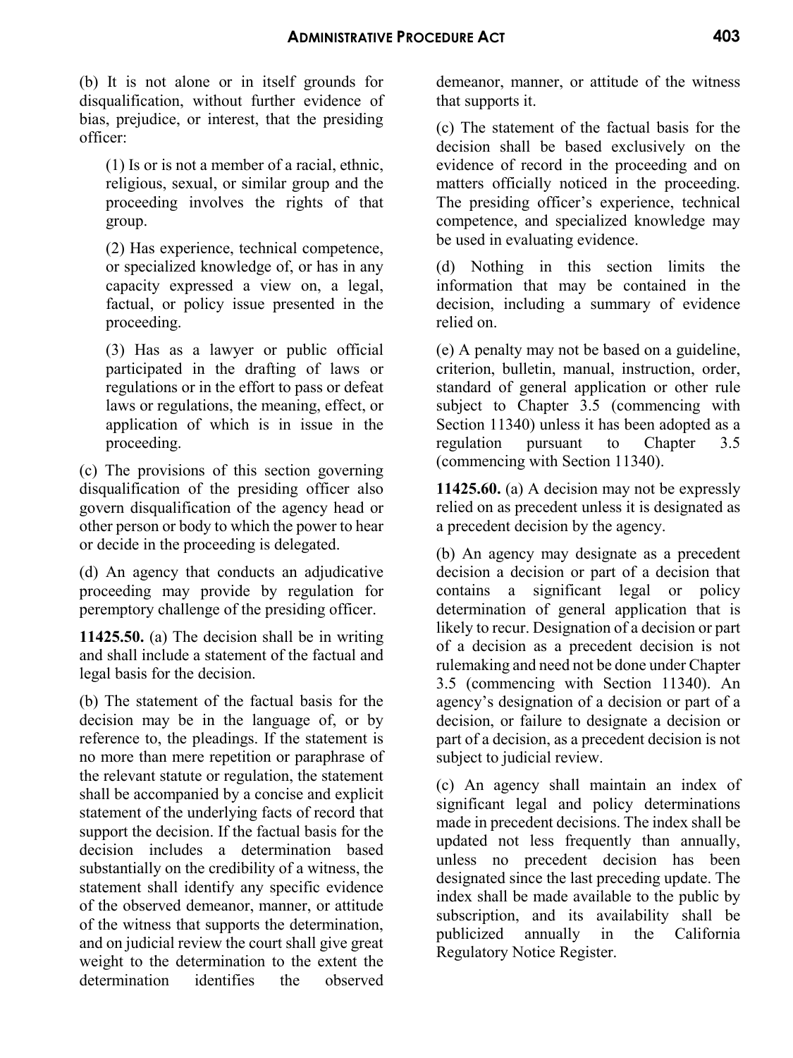(b) It is not alone or in itself grounds for disqualification, without further evidence of bias, prejudice, or interest, that the presiding officer:

(1) Is or is not a member of a racial, ethnic, religious, sexual, or similar group and the proceeding involves the rights of that group.

(2) Has experience, technical competence, or specialized knowledge of, or has in any capacity expressed a view on, a legal, factual, or policy issue presented in the proceeding.

(3) Has as a lawyer or public official participated in the drafting of laws or regulations or in the effort to pass or defeat laws or regulations, the meaning, effect, or application of which is in issue in the proceeding.

(c) The provisions of this section governing disqualification of the presiding officer also govern disqualification of the agency head or other person or body to which the power to hear or decide in the proceeding is delegated.

(d) An agency that conducts an adjudicative proceeding may provide by regulation for peremptory challenge of the presiding officer.

**11425.50.** (a) The decision shall be in writing and shall include a statement of the factual and legal basis for the decision.

(b) The statement of the factual basis for the decision may be in the language of, or by reference to, the pleadings. If the statement is no more than mere repetition or paraphrase of the relevant statute or regulation, the statement shall be accompanied by a concise and explicit statement of the underlying facts of record that support the decision. If the factual basis for the decision includes a determination based substantially on the credibility of a witness, the statement shall identify any specific evidence of the observed demeanor, manner, or attitude of the witness that supports the determination, and on judicial review the court shall give great weight to the determination to the extent the determination identifies the observed demeanor, manner, or attitude of the witness that supports it.

(c) The statement of the factual basis for the decision shall be based exclusively on the evidence of record in the proceeding and on matters officially noticed in the proceeding. The presiding officer's experience, technical competence, and specialized knowledge may be used in evaluating evidence.

(d) Nothing in this section limits the information that may be contained in the decision, including a summary of evidence relied on.

(e) A penalty may not be based on a guideline, criterion, bulletin, manual, instruction, order, standard of general application or other rule subject to Chapter 3.5 (commencing with Section 11340) unless it has been adopted as a regulation pursuant to Chapter 3.5 (commencing with Section 11340).

**11425.60.** (a) A decision may not be expressly relied on as precedent unless it is designated as a precedent decision by the agency.

(b) An agency may designate as a precedent decision a decision or part of a decision that contains a significant legal or policy determination of general application that is likely to recur. Designation of a decision or part of a decision as a precedent decision is not rulemaking and need not be done under Chapter 3.5 (commencing with Section 11340). An agency's designation of a decision or part of a decision, or failure to designate a decision or part of a decision, as a precedent decision is not subject to judicial review.

(c) An agency shall maintain an index of significant legal and policy determinations made in precedent decisions. The index shall be updated not less frequently than annually, unless no precedent decision has been designated since the last preceding update. The index shall be made available to the public by subscription, and its availability shall be publicized annually in the California Regulatory Notice Register.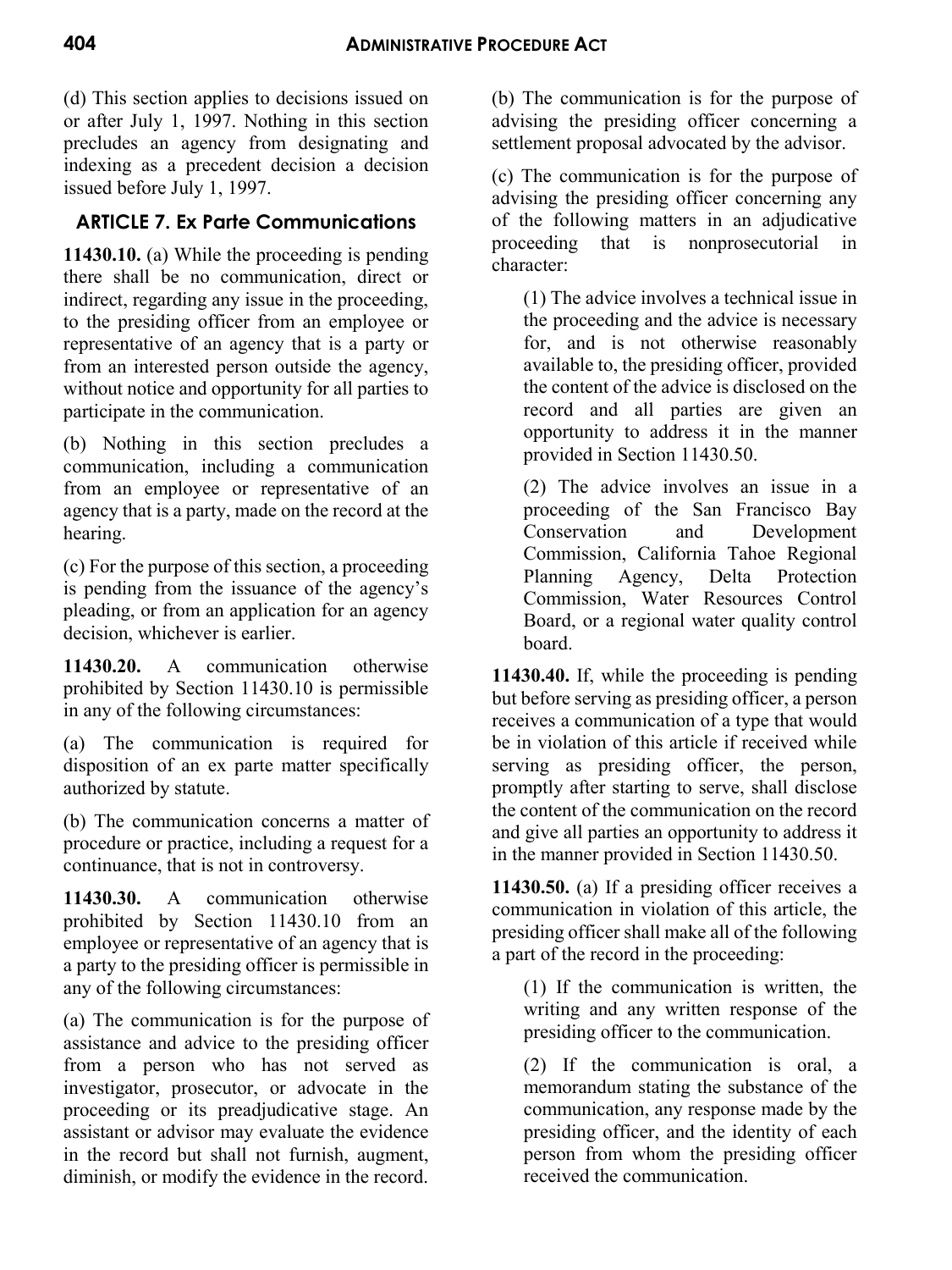(d) This section applies to decisions issued on or after July 1, 1997. Nothing in this section precludes an agency from designating and indexing as a precedent decision a decision issued before July 1, 1997.

### ARTICLE 7. Ex Parte Communications

**11430.10.** (a) While the proceeding is pending there shall be no communication, direct or indirect, regarding any issue in the proceeding, to the presiding officer from an employee or representative of an agency that is a party or from an interested person outside the agency, without notice and opportunity for all parties to participate in the communication.

(b) Nothing in this section precludes a communication, including a communication from an employee or representative of an agency that is a party, made on the record at the hearing.

(c) For the purpose of this section, a proceeding is pending from the issuance of the agency's pleading, or from an application for an agency decision, whichever is earlier.

**11430.20.** A communication otherwise prohibited by Section 11430.10 is permissible in any of the following circumstances:

(a) The communication is required for disposition of an ex parte matter specifically authorized by statute.

(b) The communication concerns a matter of procedure or practice, including a request for a continuance, that is not in controversy.

**11430.30.** A communication otherwise prohibited by Section 11430.10 from an employee or representative of an agency that is a party to the presiding officer is permissible in any of the following circumstances:

(a) The communication is for the purpose of assistance and advice to the presiding officer from a person who has not served as investigator, prosecutor, or advocate in the proceeding or its preadjudicative stage. An assistant or advisor may evaluate the evidence in the record but shall not furnish, augment, diminish, or modify the evidence in the record.

(b) The communication is for the purpose of advising the presiding officer concerning a settlement proposal advocated by the advisor.

(c) The communication is for the purpose of advising the presiding officer concerning any of the following matters in an adjudicative proceeding that is nonprosecutorial in character:

> (1) The advice involves a technical issue in the proceeding and the advice is necessary for, and is not otherwise reasonably available to, the presiding officer, provided the content of the advice is disclosed on the record and all parties are given an opportunity to address it in the manner provided in Section 11430.50.
>
> (2) The advice involves an issue in a proceeding of the San Francisco Bay Conservation and Development Commission, California Tahoe Regional Planning Agency, Delta Protection Commission, Water Resources Control Board, or a regional water quality control board.

**11430.40.** If, while the proceeding is pending but before serving as presiding officer, a person receives a communication of a type that would be in violation of this article if received while serving as presiding officer, the person, promptly after starting to serve, shall disclose the content of the communication on the record and give all parties an opportunity to address it in the manner provided in Section 11430.50.

**11430.50.** (a) If a presiding officer receives a communication in violation of this article, the presiding officer shall make all of the following a part of the record in the proceeding:

> (1) If the communication is written, the writing and any written response of the presiding officer to the communication.
>
> (2) If the communication is oral, a memorandum stating the substance of the communication, any response made by the presiding officer, and the identity of each person from whom the presiding officer received the communication.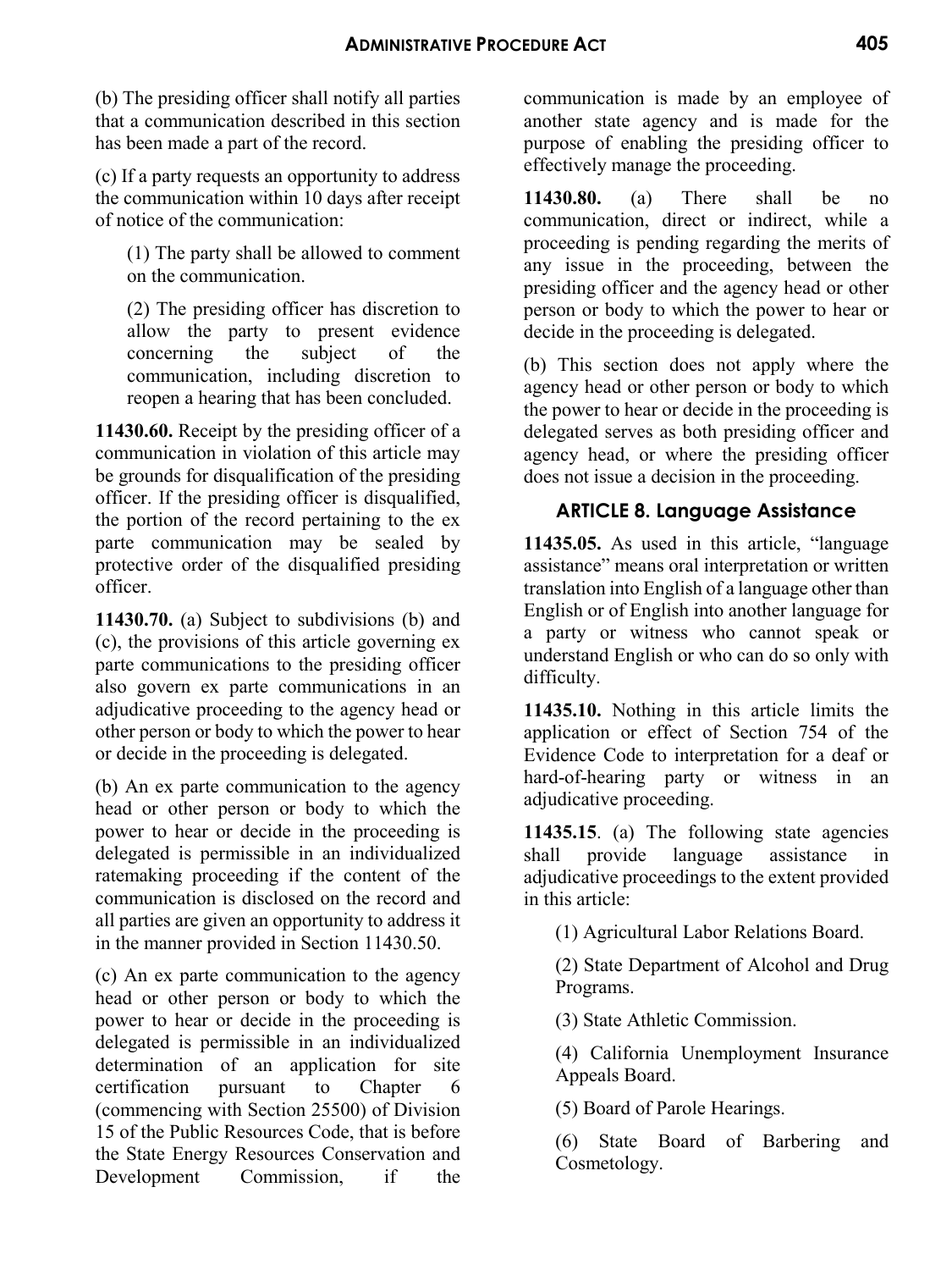(b) The presiding officer shall notify all parties that a communication described in this section has been made a part of the record.

(c) If a party requests an opportunity to address the communication within 10 days after receipt of notice of the communication:

(1) The party shall be allowed to comment on the communication.

(2) The presiding officer has discretion to allow the party to present evidence concerning the subject of the communication, including discretion to reopen a hearing that has been concluded.

**11430.60.** Receipt by the presiding officer of a communication in violation of this article may be grounds for disqualification of the presiding officer. If the presiding officer is disqualified, the portion of the record pertaining to the ex parte communication may be sealed by protective order of the disqualified presiding officer.

**11430.70.** (a) Subject to subdivisions (b) and (c), the provisions of this article governing ex parte communications to the presiding officer also govern ex parte communications in an adjudicative proceeding to the agency head or other person or body to which the power to hear or decide in the proceeding is delegated.

(b) An ex parte communication to the agency head or other person or body to which the power to hear or decide in the proceeding is delegated is permissible in an individualized ratemaking proceeding if the content of the communication is disclosed on the record and all parties are given an opportunity to address it in the manner provided in Section 11430.50.

(c) An ex parte communication to the agency head or other person or body to which the power to hear or decide in the proceeding is delegated is permissible in an individualized determination of an application for site certification pursuant to Chapter 6 (commencing with Section 25500) of Division 15 of the Public Resources Code, that is before the State Energy Resources Conservation and Development Commission, if the communication is made by an employee of another state agency and is made for the purpose of enabling the presiding officer to effectively manage the proceeding.

**11430.80.** (a) There shall be no communication, direct or indirect, while a proceeding is pending regarding the merits of any issue in the proceeding, between the presiding officer and the agency head or other person or body to which the power to hear or decide in the proceeding is delegated.

(b) This section does not apply where the agency head or other person or body to which the power to hear or decide in the proceeding is delegated serves as both presiding officer and agency head, or where the presiding officer does not issue a decision in the proceeding.

## ARTICLE 8. Language Assistance

**11435.05.** As used in this article, "language assistance" means oral interpretation or written translation into English of a language other than English or of English into another language for a party or witness who cannot speak or understand English or who can do so only with difficulty.

**11435.10.** Nothing in this article limits the application or effect of Section 754 of the Evidence Code to interpretation for a deaf or hard-of-hearing party or witness in an adjudicative proceeding.

**11435.15**. (a) The following state agencies shall provide language assistance in adjudicative proceedings to the extent provided in this article:

(1) Agricultural Labor Relations Board.

(2) State Department of Alcohol and Drug Programs.

(3) State Athletic Commission.

(4) California Unemployment Insurance Appeals Board.

(5) Board of Parole Hearings.

(6) State Board of Barbering and Cosmetology.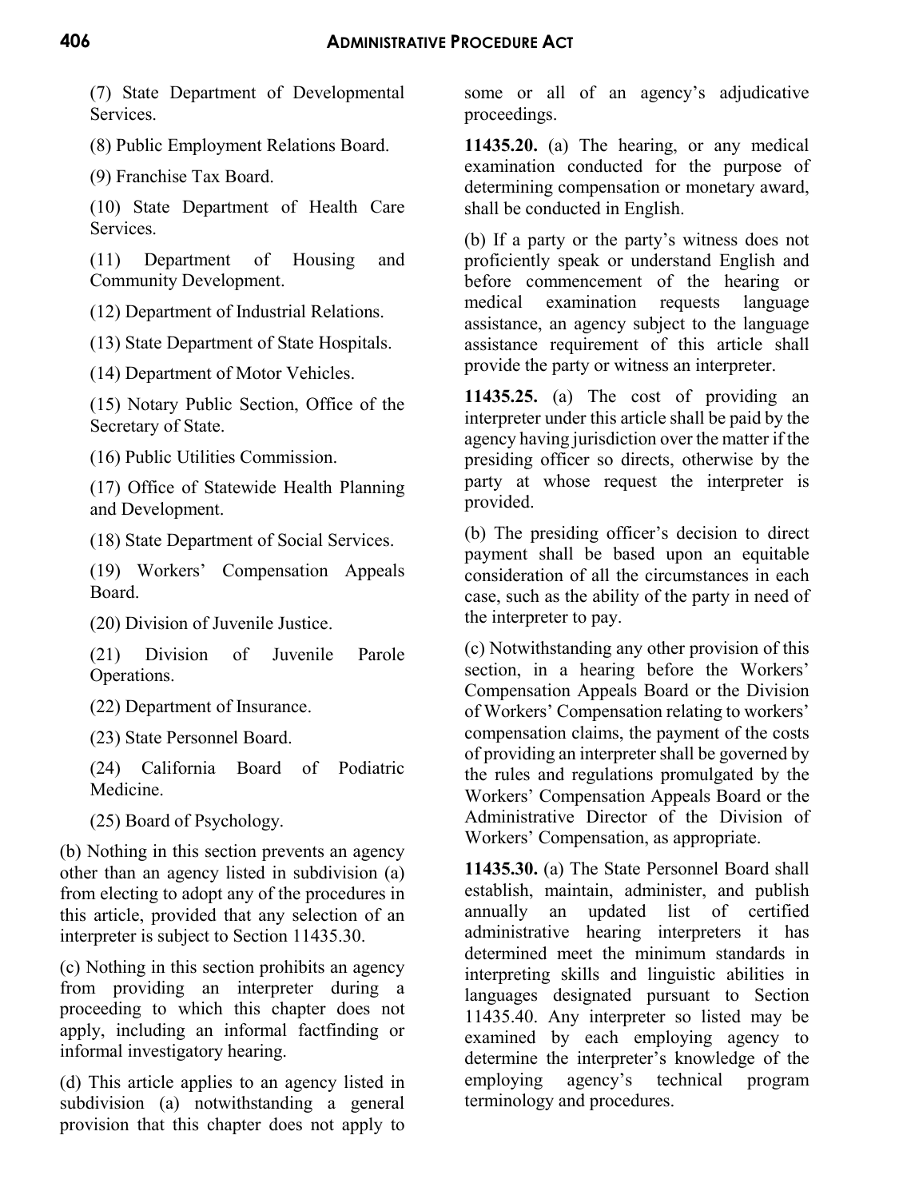(7) State Department of Developmental Services.

(8) Public Employment Relations Board.

(9) Franchise Tax Board.

(10) State Department of Health Care Services.

(11) Department of Housing and Community Development.

(12) Department of Industrial Relations.

(13) State Department of State Hospitals.

(14) Department of Motor Vehicles.

(15) Notary Public Section, Office of the Secretary of State.

(16) Public Utilities Commission.

(17) Office of Statewide Health Planning and Development.

(18) State Department of Social Services.

(19) Workers' Compensation Appeals Board.

(20) Division of Juvenile Justice.

(21) Division of Juvenile Parole Operations.

(22) Department of Insurance.

(23) State Personnel Board.

(24) California Board of Podiatric Medicine.

(25) Board of Psychology.

(b) Nothing in this section prevents an agency other than an agency listed in subdivision (a) from electing to adopt any of the procedures in this article, provided that any selection of an interpreter is subject to Section 11435.30.

(c) Nothing in this section prohibits an agency from providing an interpreter during a proceeding to which this chapter does not apply, including an informal factfinding or informal investigatory hearing.

(d) This article applies to an agency listed in subdivision (a) notwithstanding a general provision that this chapter does not apply to some or all of an agency's adjudicative proceedings.

**11435.20.** (a) The hearing, or any medical examination conducted for the purpose of determining compensation or monetary award, shall be conducted in English.

(b) If a party or the party's witness does not proficiently speak or understand English and before commencement of the hearing or medical examination requests language assistance, an agency subject to the language assistance requirement of this article shall provide the party or witness an interpreter.

**11435.25.** (a) The cost of providing an interpreter under this article shall be paid by the agency having jurisdiction over the matter if the presiding officer so directs, otherwise by the party at whose request the interpreter is provided.

(b) The presiding officer's decision to direct payment shall be based upon an equitable consideration of all the circumstances in each case, such as the ability of the party in need of the interpreter to pay.

(c) Notwithstanding any other provision of this section, in a hearing before the Workers' Compensation Appeals Board or the Division of Workers' Compensation relating to workers' compensation claims, the payment of the costs of providing an interpreter shall be governed by the rules and regulations promulgated by the Workers' Compensation Appeals Board or the Administrative Director of the Division of Workers' Compensation, as appropriate.

**11435.30.** (a) The State Personnel Board shall establish, maintain, administer, and publish annually an updated list of certified administrative hearing interpreters it has determined meet the minimum standards in interpreting skills and linguistic abilities in languages designated pursuant to Section 11435.40. Any interpreter so listed may be examined by each employing agency to determine the interpreter's knowledge of the employing agency's technical program terminology and procedures.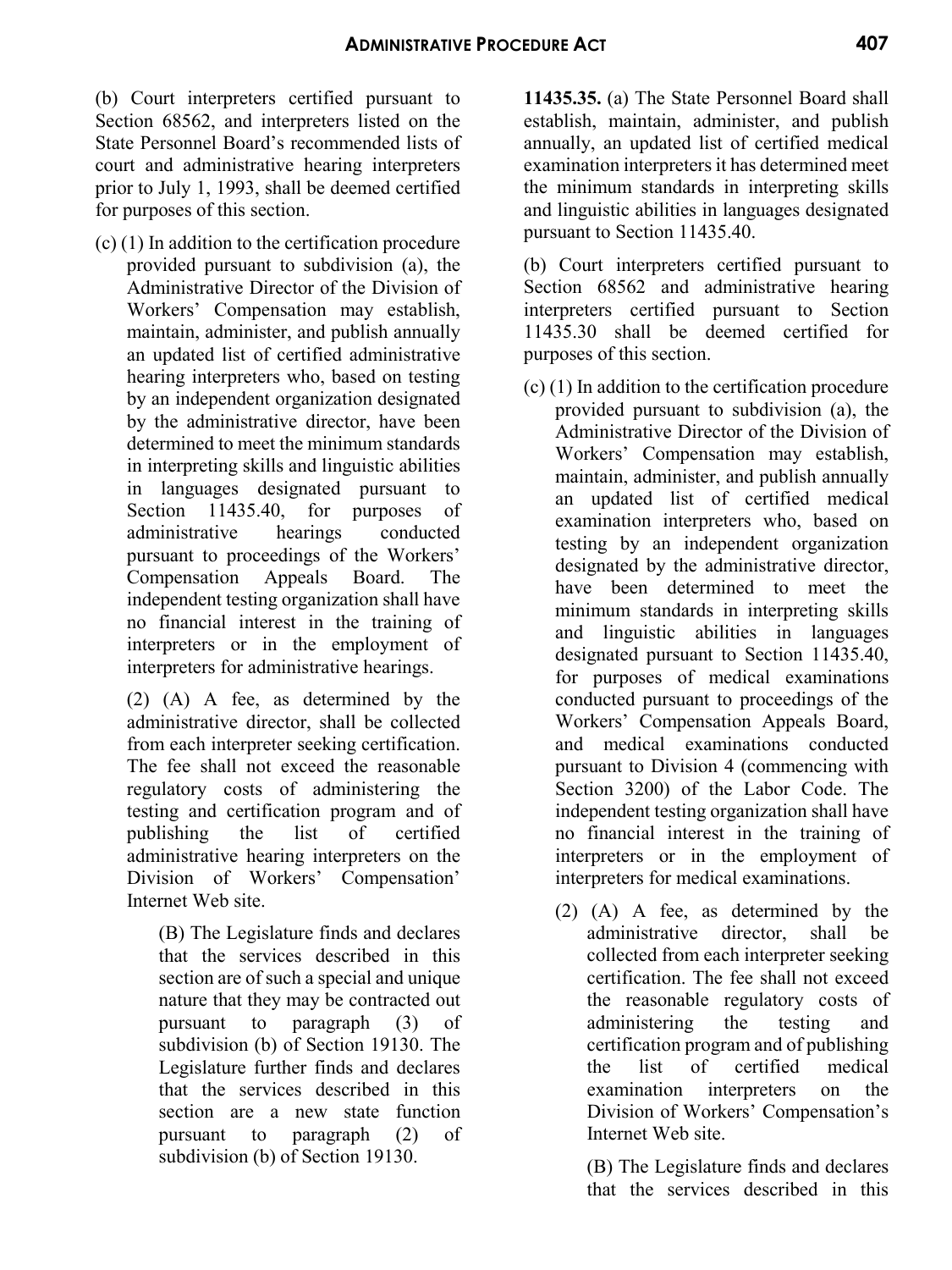(b) Court interpreters certified pursuant to Section 68562, and interpreters listed on the State Personnel Board's recommended lists of court and administrative hearing interpreters prior to July 1, 1993, shall be deemed certified for purposes of this section.

(c) (1) In addition to the certification procedure provided pursuant to subdivision (a), the Administrative Director of the Division of Workers' Compensation may establish, maintain, administer, and publish annually an updated list of certified administrative hearing interpreters who, based on testing by an independent organization designated by the administrative director, have been determined to meet the minimum standards in interpreting skills and linguistic abilities in languages designated pursuant to Section 11435.40, for purposes of administrative hearings conducted pursuant to proceedings of the Workers' Compensation Appeals Board. The independent testing organization shall have no financial interest in the training of interpreters or in the employment of interpreters for administrative hearings.

(2) (A) A fee, as determined by the administrative director, shall be collected from each interpreter seeking certification. The fee shall not exceed the reasonable regulatory costs of administering the testing and certification program and of publishing the list of certified administrative hearing interpreters on the Division of Workers' Compensation' Internet Web site.

(B) The Legislature finds and declares that the services described in this section are of such a special and unique nature that they may be contracted out pursuant to paragraph (3) of subdivision (b) of Section 19130. The Legislature further finds and declares that the services described in this section are a new state function pursuant to paragraph (2) of subdivision (b) of Section 19130.

**11435.35.** (a) The State Personnel Board shall establish, maintain, administer, and publish annually, an updated list of certified medical examination interpreters it has determined meet the minimum standards in interpreting skills and linguistic abilities in languages designated pursuant to Section 11435.40.

(b) Court interpreters certified pursuant to Section 68562 and administrative hearing interpreters certified pursuant to Section 11435.30 shall be deemed certified for purposes of this section.

(c) (1) In addition to the certification procedure provided pursuant to subdivision (a), the Administrative Director of the Division of Workers' Compensation may establish, maintain, administer, and publish annually an updated list of certified medical examination interpreters who, based on testing by an independent organization designated by the administrative director, have been determined to meet the minimum standards in interpreting skills and linguistic abilities in languages designated pursuant to Section 11435.40, for purposes of medical examinations conducted pursuant to proceedings of the Workers' Compensation Appeals Board, and medical examinations conducted pursuant to Division 4 (commencing with Section 3200) of the Labor Code. The independent testing organization shall have no financial interest in the training of interpreters or in the employment of interpreters for medical examinations.

(2) (A) A fee, as determined by the administrative director, shall be collected from each interpreter seeking certification. The fee shall not exceed the reasonable regulatory costs of administering the testing and certification program and of publishing the list of certified medical examination interpreters on the Division of Workers' Compensation's Internet Web site.

(B) The Legislature finds and declares that the services described in this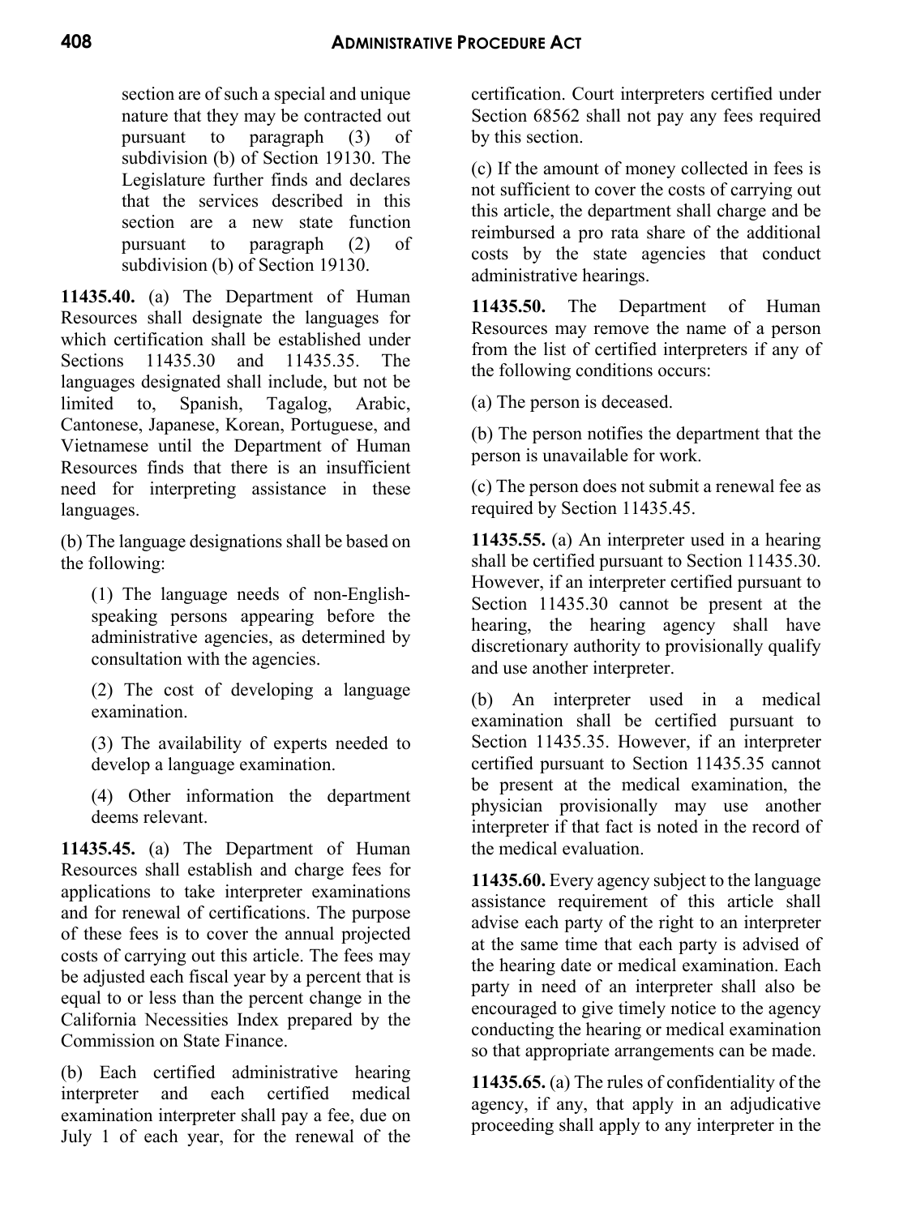section are of such a special and unique nature that they may be contracted out pursuant to paragraph (3) of subdivision (b) of Section 19130. The Legislature further finds and declares that the services described in this section are a new state function pursuant to paragraph (2) of subdivision (b) of Section 19130.

**11435.40.** (a) The Department of Human Resources shall designate the languages for which certification shall be established under Sections 11435.30 and 11435.35. The languages designated shall include, but not be limited to, Spanish, Tagalog, Arabic, Cantonese, Japanese, Korean, Portuguese, and Vietnamese until the Department of Human Resources finds that there is an insufficient need for interpreting assistance in these languages.

(b) The language designations shall be based on the following:

(1) The language needs of non-English-speaking persons appearing before the administrative agencies, as determined by consultation with the agencies.

(2) The cost of developing a language examination.

(3) The availability of experts needed to develop a language examination.

(4) Other information the department deems relevant.

**11435.45.** (a) The Department of Human Resources shall establish and charge fees for applications to take interpreter examinations and for renewal of certifications. The purpose of these fees is to cover the annual projected costs of carrying out this article. The fees may be adjusted each fiscal year by a percent that is equal to or less than the percent change in the California Necessities Index prepared by the Commission on State Finance.

(b) Each certified administrative hearing interpreter and each certified medical examination interpreter shall pay a fee, due on July 1 of each year, for the renewal of the certification. Court interpreters certified under Section 68562 shall not pay any fees required by this section.

(c) If the amount of money collected in fees is not sufficient to cover the costs of carrying out this article, the department shall charge and be reimbursed a pro rata share of the additional costs by the state agencies that conduct administrative hearings.

**11435.50.** The Department of Human Resources may remove the name of a person from the list of certified interpreters if any of the following conditions occurs:

(a) The person is deceased.

(b) The person notifies the department that the person is unavailable for work.

(c) The person does not submit a renewal fee as required by Section 11435.45.

**11435.55.** (a) An interpreter used in a hearing shall be certified pursuant to Section 11435.30. However, if an interpreter certified pursuant to Section 11435.30 cannot be present at the hearing, the hearing agency shall have discretionary authority to provisionally qualify and use another interpreter.

(b) An interpreter used in a medical examination shall be certified pursuant to Section 11435.35. However, if an interpreter certified pursuant to Section 11435.35 cannot be present at the medical examination, the physician provisionally may use another interpreter if that fact is noted in the record of the medical evaluation.

**11435.60.** Every agency subject to the language assistance requirement of this article shall advise each party of the right to an interpreter at the same time that each party is advised of the hearing date or medical examination. Each party in need of an interpreter shall also be encouraged to give timely notice to the agency conducting the hearing or medical examination so that appropriate arrangements can be made.

**11435.65.** (a) The rules of confidentiality of the agency, if any, that apply in an adjudicative proceeding shall apply to any interpreter in the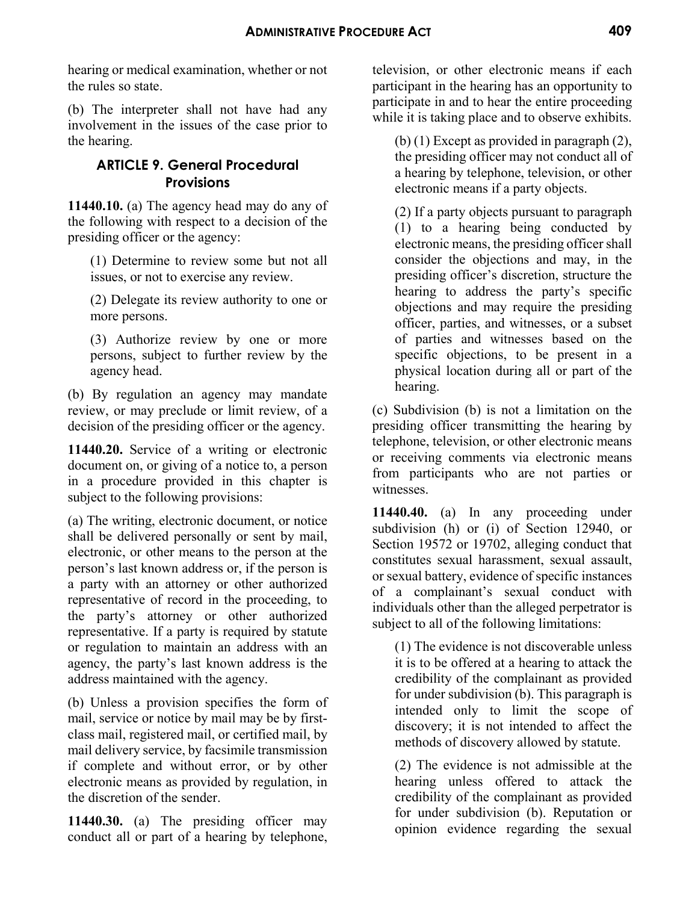hearing or medical examination, whether or not the rules so state.

(b) The interpreter shall not have had any involvement in the issues of the case prior to the hearing.

### ARTICLE 9. General Procedural Provisions

**11440.10.** (a) The agency head may do any of the following with respect to a decision of the presiding officer or the agency:

(1) Determine to review some but not all issues, or not to exercise any review.

(2) Delegate its review authority to one or more persons.

(3) Authorize review by one or more persons, subject to further review by the agency head.

(b) By regulation an agency may mandate review, or may preclude or limit review, of a decision of the presiding officer or the agency.

**11440.20.** Service of a writing or electronic document on, or giving of a notice to, a person in a procedure provided in this chapter is subject to the following provisions:

(a) The writing, electronic document, or notice shall be delivered personally or sent by mail, electronic, or other means to the person at the person's last known address or, if the person is a party with an attorney or other authorized representative of record in the proceeding, to the party's attorney or other authorized representative. If a party is required by statute or regulation to maintain an address with an agency, the party's last known address is the address maintained with the agency.

(b) Unless a provision specifies the form of mail, service or notice by mail may be by first-class mail, registered mail, or certified mail, by mail delivery service, by facsimile transmission if complete and without error, or by other electronic means as provided by regulation, in the discretion of the sender.

**11440.30.** (a) The presiding officer may conduct all or part of a hearing by telephone, television, or other electronic means if each participant in the hearing has an opportunity to participate in and to hear the entire proceeding while it is taking place and to observe exhibits.

(b) (1) Except as provided in paragraph (2), the presiding officer may not conduct all of a hearing by telephone, television, or other electronic means if a party objects.

(2) If a party objects pursuant to paragraph (1) to a hearing being conducted by electronic means, the presiding officer shall consider the objections and may, in the presiding officer's discretion, structure the hearing to address the party's specific objections and may require the presiding officer, parties, and witnesses, or a subset of parties and witnesses based on the specific objections, to be present in a physical location during all or part of the hearing.

(c) Subdivision (b) is not a limitation on the presiding officer transmitting the hearing by telephone, television, or other electronic means or receiving comments via electronic means from participants who are not parties or witnesses.

**11440.40.** (a) In any proceeding under subdivision (h) or (i) of Section 12940, or Section 19572 or 19702, alleging conduct that constitutes sexual harassment, sexual assault, or sexual battery, evidence of specific instances of a complainant's sexual conduct with individuals other than the alleged perpetrator is subject to all of the following limitations:

(1) The evidence is not discoverable unless it is to be offered at a hearing to attack the credibility of the complainant as provided for under subdivision (b). This paragraph is intended only to limit the scope of discovery; it is not intended to affect the methods of discovery allowed by statute.

(2) The evidence is not admissible at the hearing unless offered to attack the credibility of the complainant as provided for under subdivision (b). Reputation or opinion evidence regarding the sexual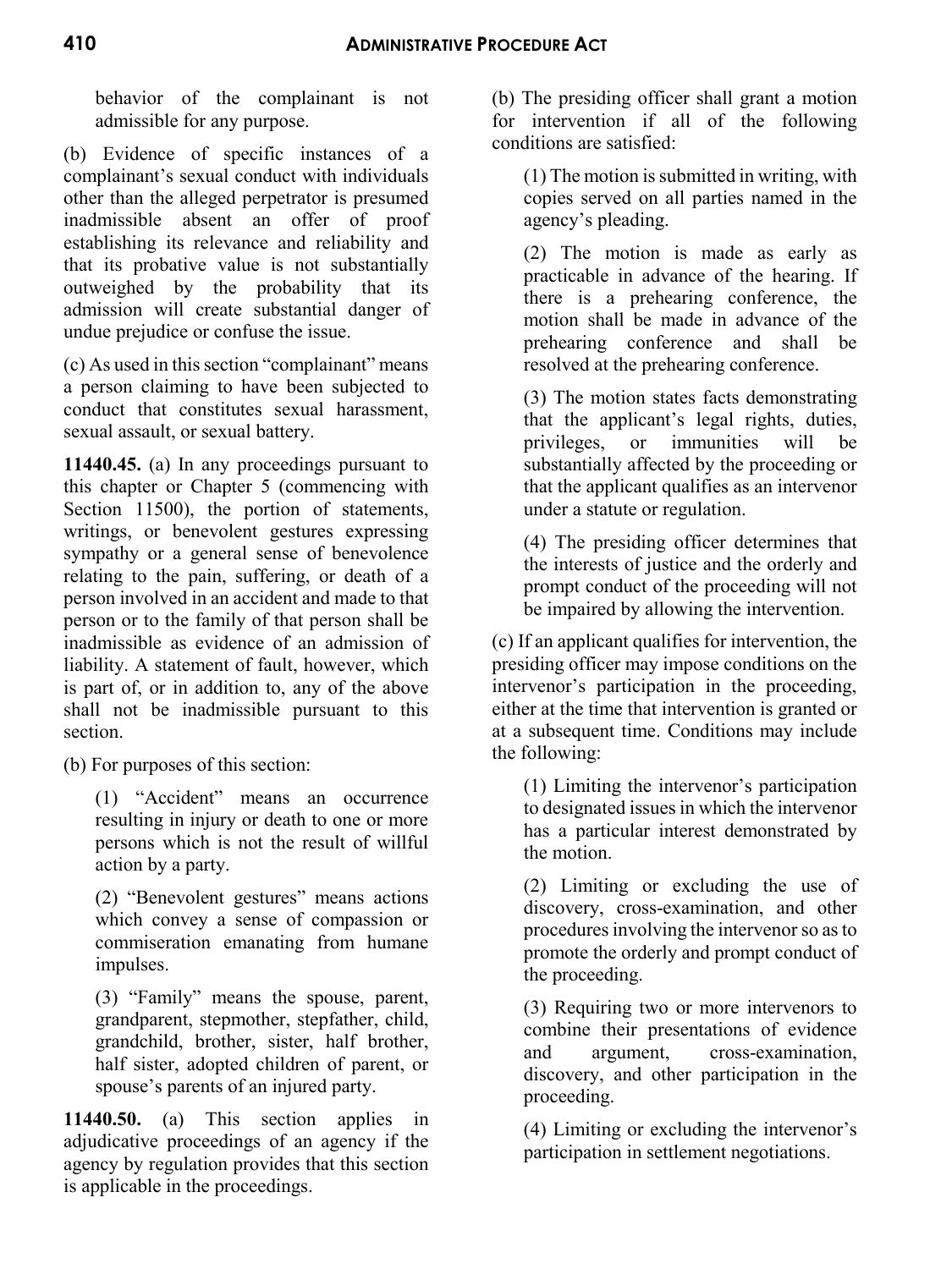behavior of the complainant is not admissible for any purpose.

(b) Evidence of specific instances of a complainant's sexual conduct with individuals other than the alleged perpetrator is presumed inadmissible absent an offer of proof establishing its relevance and reliability and that its probative value is not substantially outweighed by the probability that its admission will create substantial danger of undue prejudice or confuse the issue.

(c) As used in this section "complainant" means a person claiming to have been subjected to conduct that constitutes sexual harassment, sexual assault, or sexual battery.

**11440.45.** (a) In any proceedings pursuant to this chapter or Chapter 5 (commencing with Section 11500), the portion of statements, writings, or benevolent gestures expressing sympathy or a general sense of benevolence relating to the pain, suffering, or death of a person involved in an accident and made to that person or to the family of that person shall be inadmissible as evidence of an admission of liability. A statement of fault, however, which is part of, or in addition to, any of the above shall not be inadmissible pursuant to this section.

(b) For purposes of this section:

(1) "Accident" means an occurrence resulting in injury or death to one or more persons which is not the result of willful action by a party.

(2) "Benevolent gestures" means actions which convey a sense of compassion or commiseration emanating from humane impulses.

(3) "Family" means the spouse, parent, grandparent, stepmother, stepfather, child, grandchild, brother, sister, half brother, half sister, adopted children of parent, or spouse's parents of an injured party.

**11440.50.** (a) This section applies in adjudicative proceedings of an agency if the agency by regulation provides that this section is applicable in the proceedings.

(b) The presiding officer shall grant a motion for intervention if all of the following conditions are satisfied:

(1) The motion is submitted in writing, with copies served on all parties named in the agency's pleading.

(2) The motion is made as early as practicable in advance of the hearing. If there is a prehearing conference, the motion shall be made in advance of the prehearing conference and shall be resolved at the prehearing conference.

(3) The motion states facts demonstrating that the applicant's legal rights, duties, privileges, or immunities will be substantially affected by the proceeding or that the applicant qualifies as an intervenor under a statute or regulation.

(4) The presiding officer determines that the interests of justice and the orderly and prompt conduct of the proceeding will not be impaired by allowing the intervention.

(c) If an applicant qualifies for intervention, the presiding officer may impose conditions on the intervenor's participation in the proceeding, either at the time that intervention is granted or at a subsequent time. Conditions may include the following:

(1) Limiting the intervenor's participation to designated issues in which the intervenor has a particular interest demonstrated by the motion.

(2) Limiting or excluding the use of discovery, cross-examination, and other procedures involving the intervenor so as to promote the orderly and prompt conduct of the proceeding.

(3) Requiring two or more intervenors to combine their presentations of evidence and argument, cross-examination, discovery, and other participation in the proceeding.

(4) Limiting or excluding the intervenor's participation in settlement negotiations.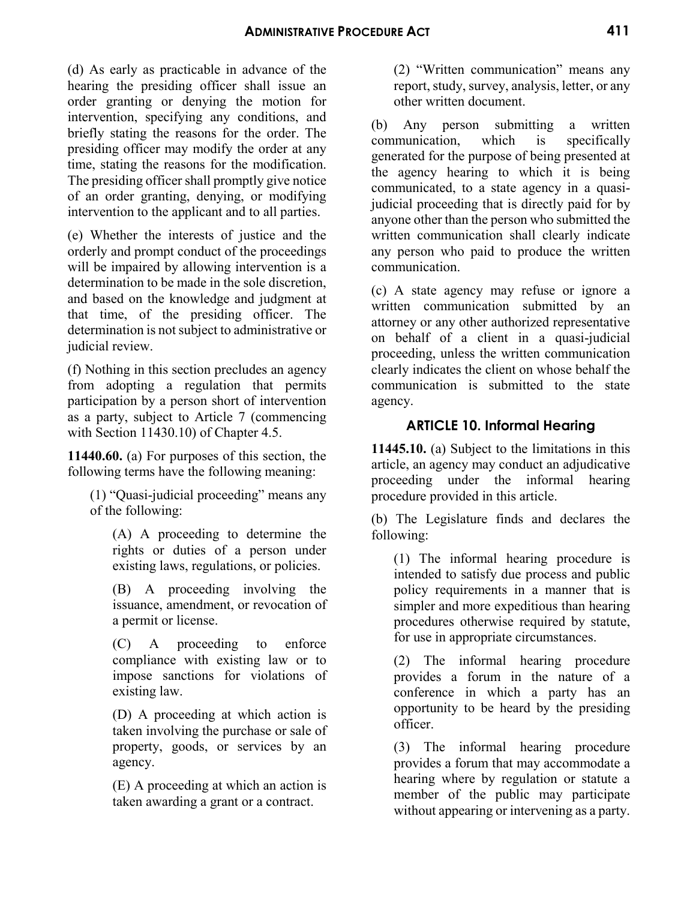(d) As early as practicable in advance of the hearing the presiding officer shall issue an order granting or denying the motion for intervention, specifying any conditions, and briefly stating the reasons for the order. The presiding officer may modify the order at any time, stating the reasons for the modification. The presiding officer shall promptly give notice of an order granting, denying, or modifying intervention to the applicant and to all parties.

(e) Whether the interests of justice and the orderly and prompt conduct of the proceedings will be impaired by allowing intervention is a determination to be made in the sole discretion, and based on the knowledge and judgment at that time, of the presiding officer. The determination is not subject to administrative or judicial review.

(f) Nothing in this section precludes an agency from adopting a regulation that permits participation by a person short of intervention as a party, subject to Article 7 (commencing with Section 11430.10) of Chapter 4.5.

**11440.60.** (a) For purposes of this section, the following terms have the following meaning:

(1) "Quasi-judicial proceeding" means any of the following:

(A) A proceeding to determine the rights or duties of a person under existing laws, regulations, or policies.

(B) A proceeding involving the issuance, amendment, or revocation of a permit or license.

(C) A proceeding to enforce compliance with existing law or to impose sanctions for violations of existing law.

(D) A proceeding at which action is taken involving the purchase or sale of property, goods, or services by an agency.

(E) A proceeding at which an action is taken awarding a grant or a contract.

(2) "Written communication" means any report, study, survey, analysis, letter, or any other written document.

(b) Any person submitting a written communication, which is specifically generated for the purpose of being presented at the agency hearing to which it is being communicated, to a state agency in a quasi-judicial proceeding that is directly paid for by anyone other than the person who submitted the written communication shall clearly indicate any person who paid to produce the written communication.

(c) A state agency may refuse or ignore a written communication submitted by an attorney or any other authorized representative on behalf of a client in a quasi-judicial proceeding, unless the written communication clearly indicates the client on whose behalf the communication is submitted to the state agency.

## ARTICLE 10. Informal Hearing

**11445.10.** (a) Subject to the limitations in this article, an agency may conduct an adjudicative proceeding under the informal hearing procedure provided in this article.

(b) The Legislature finds and declares the following:

(1) The informal hearing procedure is intended to satisfy due process and public policy requirements in a manner that is simpler and more expeditious than hearing procedures otherwise required by statute, for use in appropriate circumstances.

(2) The informal hearing procedure provides a forum in the nature of a conference in which a party has an opportunity to be heard by the presiding officer.

(3) The informal hearing procedure provides a forum that may accommodate a hearing where by regulation or statute a member of the public may participate without appearing or intervening as a party.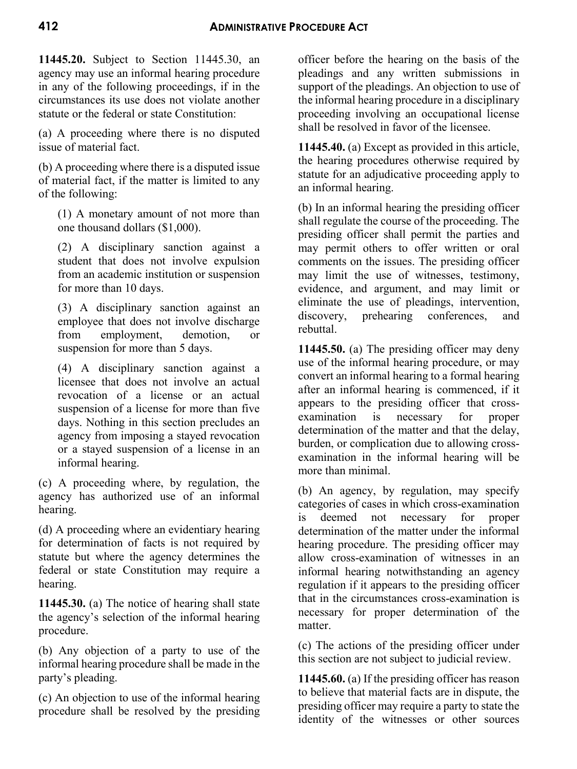**11445.20.** Subject to Section 11445.30, an agency may use an informal hearing procedure in any of the following proceedings, if in the circumstances its use does not violate another statute or the federal or state Constitution:

(a) A proceeding where there is no disputed issue of material fact.

(b) A proceeding where there is a disputed issue of material fact, if the matter is limited to any of the following:

> (1) A monetary amount of not more than one thousand dollars ($1,000).
>
> (2) A disciplinary sanction against a student that does not involve expulsion from an academic institution or suspension for more than 10 days.
>
> (3) A disciplinary sanction against an employee that does not involve discharge from employment, demotion, or suspension for more than 5 days.
>
> (4) A disciplinary sanction against a licensee that does not involve an actual revocation of a license or an actual suspension of a license for more than five days. Nothing in this section precludes an agency from imposing a stayed revocation or a stayed suspension of a license in an informal hearing.

(c) A proceeding where, by regulation, the agency has authorized use of an informal hearing.

(d) A proceeding where an evidentiary hearing for determination of facts is not required by statute but where the agency determines the federal or state Constitution may require a hearing.

**11445.30.** (a) The notice of hearing shall state the agency's selection of the informal hearing procedure.

(b) Any objection of a party to use of the informal hearing procedure shall be made in the party's pleading.

(c) An objection to use of the informal hearing procedure shall be resolved by the presiding officer before the hearing on the basis of the pleadings and any written submissions in support of the pleadings. An objection to use of the informal hearing procedure in a disciplinary proceeding involving an occupational license shall be resolved in favor of the licensee.

**11445.40.** (a) Except as provided in this article, the hearing procedures otherwise required by statute for an adjudicative proceeding apply to an informal hearing.

(b) In an informal hearing the presiding officer shall regulate the course of the proceeding. The presiding officer shall permit the parties and may permit others to offer written or oral comments on the issues. The presiding officer may limit the use of witnesses, testimony, evidence, and argument, and may limit or eliminate the use of pleadings, intervention, discovery, prehearing conferences, and rebuttal.

**11445.50.** (a) The presiding officer may deny use of the informal hearing procedure, or may convert an informal hearing to a formal hearing after an informal hearing is commenced, if it appears to the presiding officer that cross-examination is necessary for proper determination of the matter and that the delay, burden, or complication due to allowing cross-examination in the informal hearing will be more than minimal.

(b) An agency, by regulation, may specify categories of cases in which cross-examination is deemed not necessary for proper determination of the matter under the informal hearing procedure. The presiding officer may allow cross-examination of witnesses in an informal hearing notwithstanding an agency regulation if it appears to the presiding officer that in the circumstances cross-examination is necessary for proper determination of the matter.

(c) The actions of the presiding officer under this section are not subject to judicial review.

**11445.60.** (a) If the presiding officer has reason to believe that material facts are in dispute, the presiding officer may require a party to state the identity of the witnesses or other sources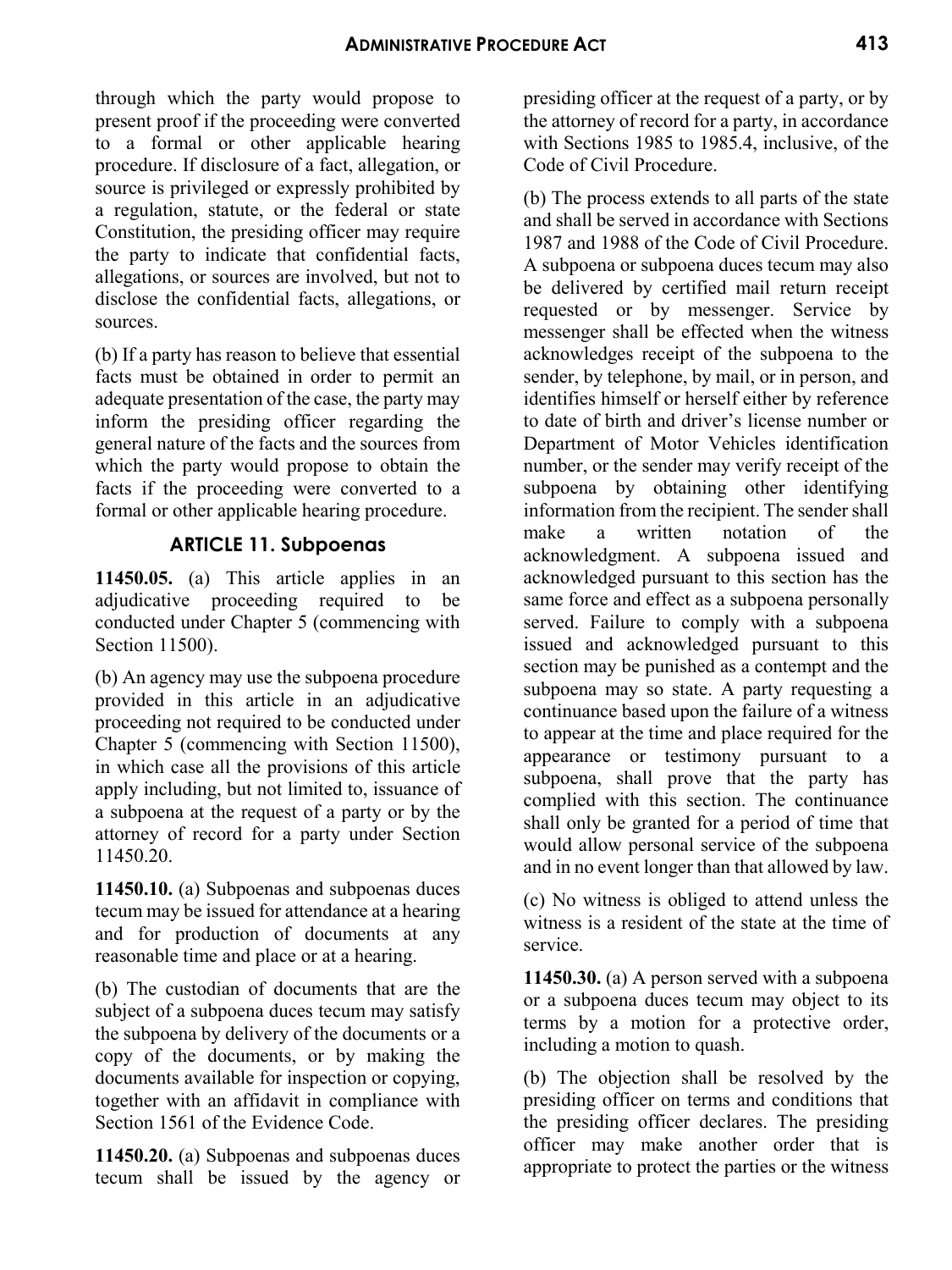through which the party would propose to present proof if the proceeding were converted to a formal or other applicable hearing procedure. If disclosure of a fact, allegation, or source is privileged or expressly prohibited by a regulation, statute, or the federal or state Constitution, the presiding officer may require the party to indicate that confidential facts, allegations, or sources are involved, but not to disclose the confidential facts, allegations, or sources.

(b) If a party has reason to believe that essential facts must be obtained in order to permit an adequate presentation of the case, the party may inform the presiding officer regarding the general nature of the facts and the sources from which the party would propose to obtain the facts if the proceeding were converted to a formal or other applicable hearing procedure.

### ARTICLE 11. Subpoenas

**11450.05.** (a) This article applies in an adjudicative proceeding required to be conducted under Chapter 5 (commencing with Section 11500).

(b) An agency may use the subpoena procedure provided in this article in an adjudicative proceeding not required to be conducted under Chapter 5 (commencing with Section 11500), in which case all the provisions of this article apply including, but not limited to, issuance of a subpoena at the request of a party or by the attorney of record for a party under Section 11450.20.

**11450.10.** (a) Subpoenas and subpoenas duces tecum may be issued for attendance at a hearing and for production of documents at any reasonable time and place or at a hearing.

(b) The custodian of documents that are the subject of a subpoena duces tecum may satisfy the subpoena by delivery of the documents or a copy of the documents, or by making the documents available for inspection or copying, together with an affidavit in compliance with Section 1561 of the Evidence Code.

**11450.20.** (a) Subpoenas and subpoenas duces tecum shall be issued by the agency or presiding officer at the request of a party, or by the attorney of record for a party, in accordance with Sections 1985 to 1985.4, inclusive, of the Code of Civil Procedure.

(b) The process extends to all parts of the state and shall be served in accordance with Sections 1987 and 1988 of the Code of Civil Procedure. A subpoena or subpoena duces tecum may also be delivered by certified mail return receipt requested or by messenger. Service by messenger shall be effected when the witness acknowledges receipt of the subpoena to the sender, by telephone, by mail, or in person, and identifies himself or herself either by reference to date of birth and driver's license number or Department of Motor Vehicles identification number, or the sender may verify receipt of the subpoena by obtaining other identifying information from the recipient. The sender shall make a written notation of the acknowledgment. A subpoena issued and acknowledged pursuant to this section has the same force and effect as a subpoena personally served. Failure to comply with a subpoena issued and acknowledged pursuant to this section may be punished as a contempt and the subpoena may so state. A party requesting a continuance based upon the failure of a witness to appear at the time and place required for the appearance or testimony pursuant to a subpoena, shall prove that the party has complied with this section. The continuance shall only be granted for a period of time that would allow personal service of the subpoena and in no event longer than that allowed by law.

(c) No witness is obliged to attend unless the witness is a resident of the state at the time of service.

**11450.30.** (a) A person served with a subpoena or a subpoena duces tecum may object to its terms by a motion for a protective order, including a motion to quash.

(b) The objection shall be resolved by the presiding officer on terms and conditions that the presiding officer declares. The presiding officer may make another order that is appropriate to protect the parties or the witness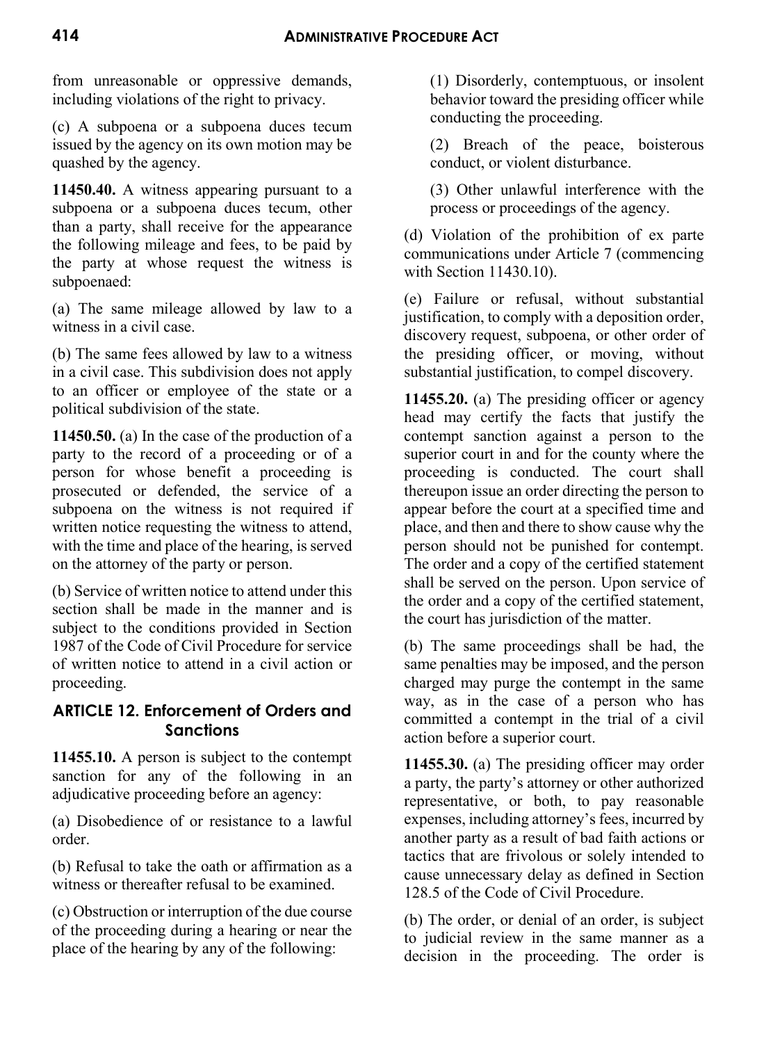from unreasonable or oppressive demands, including violations of the right to privacy.

(c) A subpoena or a subpoena duces tecum issued by the agency on its own motion may be quashed by the agency.

**11450.40.** A witness appearing pursuant to a subpoena or a subpoena duces tecum, other than a party, shall receive for the appearance the following mileage and fees, to be paid by the party at whose request the witness is subpoenaed:

(a) The same mileage allowed by law to a witness in a civil case.

(b) The same fees allowed by law to a witness in a civil case. This subdivision does not apply to an officer or employee of the state or a political subdivision of the state.

**11450.50.** (a) In the case of the production of a party to the record of a proceeding or of a person for whose benefit a proceeding is prosecuted or defended, the service of a subpoena on the witness is not required if written notice requesting the witness to attend, with the time and place of the hearing, is served on the attorney of the party or person.

(b) Service of written notice to attend under this section shall be made in the manner and is subject to the conditions provided in Section 1987 of the Code of Civil Procedure for service of written notice to attend in a civil action or proceeding.

## ARTICLE 12. Enforcement of Orders and Sanctions

**11455.10.** A person is subject to the contempt sanction for any of the following in an adjudicative proceeding before an agency:

(a) Disobedience of or resistance to a lawful order.

(b) Refusal to take the oath or affirmation as a witness or thereafter refusal to be examined.

(c) Obstruction or interruption of the due course of the proceeding during a hearing or near the place of the hearing by any of the following:

(1) Disorderly, contemptuous, or insolent behavior toward the presiding officer while conducting the proceeding.

(2) Breach of the peace, boisterous conduct, or violent disturbance.

(3) Other unlawful interference with the process or proceedings of the agency.

(d) Violation of the prohibition of ex parte communications under Article 7 (commencing with Section 11430.10).

(e) Failure or refusal, without substantial justification, to comply with a deposition order, discovery request, subpoena, or other order of the presiding officer, or moving, without substantial justification, to compel discovery.

**11455.20.** (a) The presiding officer or agency head may certify the facts that justify the contempt sanction against a person to the superior court in and for the county where the proceeding is conducted. The court shall thereupon issue an order directing the person to appear before the court at a specified time and place, and then and there to show cause why the person should not be punished for contempt. The order and a copy of the certified statement shall be served on the person. Upon service of the order and a copy of the certified statement, the court has jurisdiction of the matter.

(b) The same proceedings shall be had, the same penalties may be imposed, and the person charged may purge the contempt in the same way, as in the case of a person who has committed a contempt in the trial of a civil action before a superior court.

**11455.30.** (a) The presiding officer may order a party, the party's attorney or other authorized representative, or both, to pay reasonable expenses, including attorney's fees, incurred by another party as a result of bad faith actions or tactics that are frivolous or solely intended to cause unnecessary delay as defined in Section 128.5 of the Code of Civil Procedure.

(b) The order, or denial of an order, is subject to judicial review in the same manner as a decision in the proceeding. The order is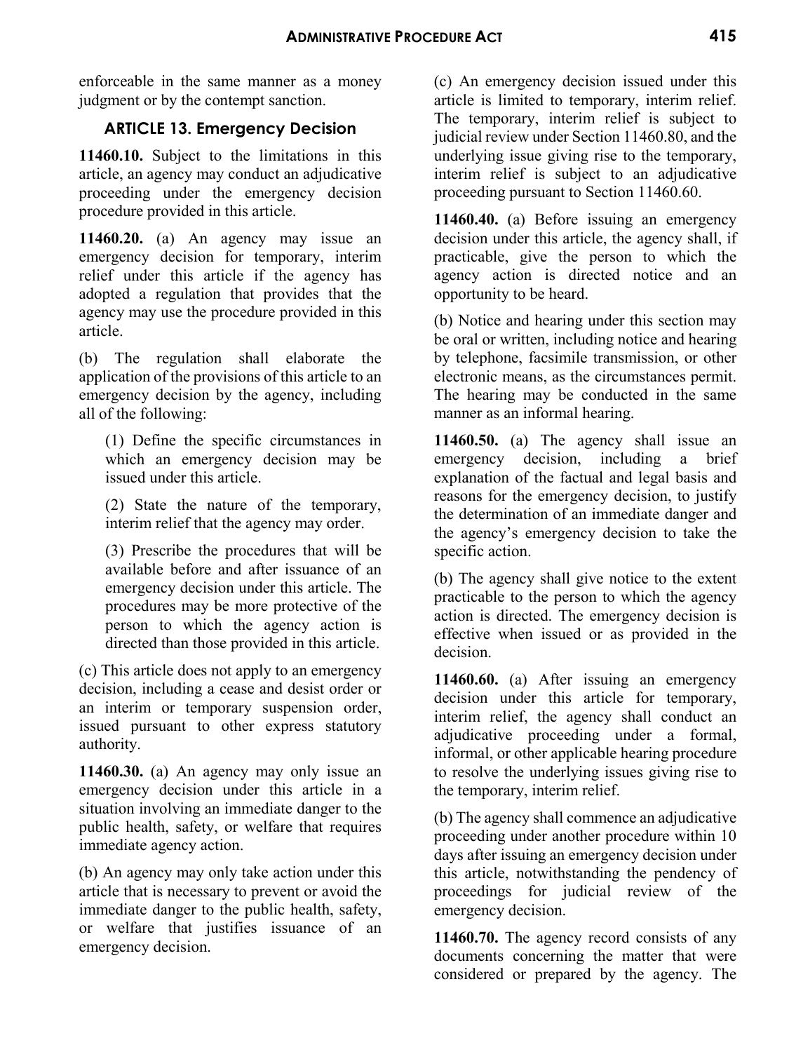enforceable in the same manner as a money judgment or by the contempt sanction.

### ARTICLE 13. Emergency Decision

**11460.10.** Subject to the limitations in this article, an agency may conduct an adjudicative proceeding under the emergency decision procedure provided in this article.

**11460.20.** (a) An agency may issue an emergency decision for temporary, interim relief under this article if the agency has adopted a regulation that provides that the agency may use the procedure provided in this article.

(b) The regulation shall elaborate the application of the provisions of this article to an emergency decision by the agency, including all of the following:

(1) Define the specific circumstances in which an emergency decision may be issued under this article.

(2) State the nature of the temporary, interim relief that the agency may order.

(3) Prescribe the procedures that will be available before and after issuance of an emergency decision under this article. The procedures may be more protective of the person to which the agency action is directed than those provided in this article.

(c) This article does not apply to an emergency decision, including a cease and desist order or an interim or temporary suspension order, issued pursuant to other express statutory authority.

**11460.30.** (a) An agency may only issue an emergency decision under this article in a situation involving an immediate danger to the public health, safety, or welfare that requires immediate agency action.

(b) An agency may only take action under this article that is necessary to prevent or avoid the immediate danger to the public health, safety, or welfare that justifies issuance of an emergency decision.

(c) An emergency decision issued under this article is limited to temporary, interim relief. The temporary, interim relief is subject to judicial review under Section 11460.80, and the underlying issue giving rise to the temporary, interim relief is subject to an adjudicative proceeding pursuant to Section 11460.60.

**11460.40.** (a) Before issuing an emergency decision under this article, the agency shall, if practicable, give the person to which the agency action is directed notice and an opportunity to be heard.

(b) Notice and hearing under this section may be oral or written, including notice and hearing by telephone, facsimile transmission, or other electronic means, as the circumstances permit. The hearing may be conducted in the same manner as an informal hearing.

**11460.50.** (a) The agency shall issue an emergency decision, including a brief explanation of the factual and legal basis and reasons for the emergency decision, to justify the determination of an immediate danger and the agency's emergency decision to take the specific action.

(b) The agency shall give notice to the extent practicable to the person to which the agency action is directed. The emergency decision is effective when issued or as provided in the decision.

**11460.60.** (a) After issuing an emergency decision under this article for temporary, interim relief, the agency shall conduct an adjudicative proceeding under a formal, informal, or other applicable hearing procedure to resolve the underlying issues giving rise to the temporary, interim relief.

(b) The agency shall commence an adjudicative proceeding under another procedure within 10 days after issuing an emergency decision under this article, notwithstanding the pendency of proceedings for judicial review of the emergency decision.

**11460.70.** The agency record consists of any documents concerning the matter that were considered or prepared by the agency. The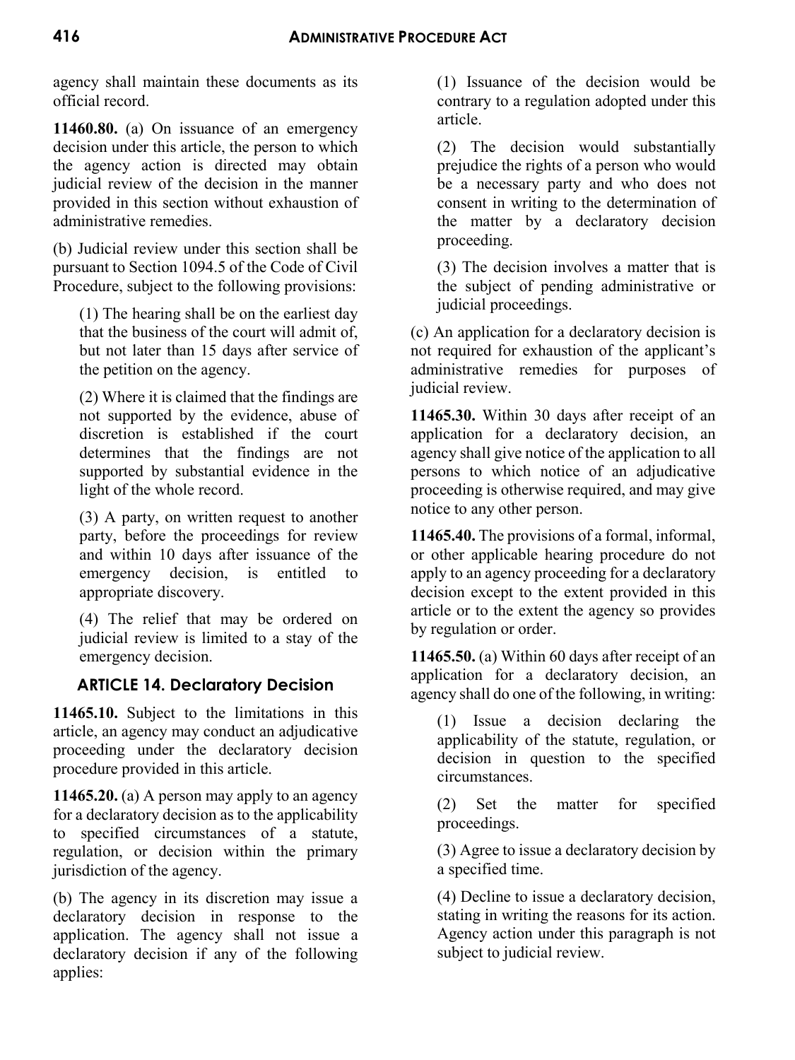agency shall maintain these documents as its official record.

**11460.80.** (a) On issuance of an emergency decision under this article, the person to which the agency action is directed may obtain judicial review of the decision in the manner provided in this section without exhaustion of administrative remedies.

(b) Judicial review under this section shall be pursuant to Section 1094.5 of the Code of Civil Procedure, subject to the following provisions:

(1) The hearing shall be on the earliest day that the business of the court will admit of, but not later than 15 days after service of the petition on the agency.

(2) Where it is claimed that the findings are not supported by the evidence, abuse of discretion is established if the court determines that the findings are not supported by substantial evidence in the light of the whole record.

(3) A party, on written request to another party, before the proceedings for review and within 10 days after issuance of the emergency decision, is entitled to appropriate discovery.

(4) The relief that may be ordered on judicial review is limited to a stay of the emergency decision.

### ARTICLE 14. Declaratory Decision

**11465.10.** Subject to the limitations in this article, an agency may conduct an adjudicative proceeding under the declaratory decision procedure provided in this article.

**11465.20.** (a) A person may apply to an agency for a declaratory decision as to the applicability to specified circumstances of a statute, regulation, or decision within the primary jurisdiction of the agency.

(b) The agency in its discretion may issue a declaratory decision in response to the application. The agency shall not issue a declaratory decision if any of the following applies:

(1) Issuance of the decision would be contrary to a regulation adopted under this article.

(2) The decision would substantially prejudice the rights of a person who would be a necessary party and who does not consent in writing to the determination of the matter by a declaratory decision proceeding.

(3) The decision involves a matter that is the subject of pending administrative or judicial proceedings.

(c) An application for a declaratory decision is not required for exhaustion of the applicant's administrative remedies for purposes of judicial review.

**11465.30.** Within 30 days after receipt of an application for a declaratory decision, an agency shall give notice of the application to all persons to which notice of an adjudicative proceeding is otherwise required, and may give notice to any other person.

**11465.40.** The provisions of a formal, informal, or other applicable hearing procedure do not apply to an agency proceeding for a declaratory decision except to the extent provided in this article or to the extent the agency so provides by regulation or order.

**11465.50.** (a) Within 60 days after receipt of an application for a declaratory decision, an agency shall do one of the following, in writing:

(1) Issue a decision declaring the applicability of the statute, regulation, or decision in question to the specified circumstances.

(2) Set the matter for specified proceedings.

(3) Agree to issue a declaratory decision by a specified time.

(4) Decline to issue a declaratory decision, stating in writing the reasons for its action. Agency action under this paragraph is not subject to judicial review.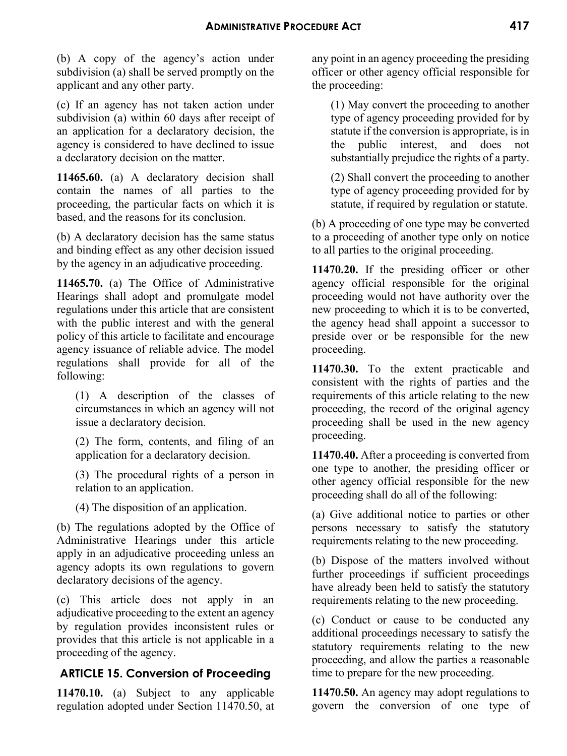(b) A copy of the agency's action under subdivision (a) shall be served promptly on the applicant and any other party.

(c) If an agency has not taken action under subdivision (a) within 60 days after receipt of an application for a declaratory decision, the agency is considered to have declined to issue a declaratory decision on the matter.

**11465.60.** (a) A declaratory decision shall contain the names of all parties to the proceeding, the particular facts on which it is based, and the reasons for its conclusion.

(b) A declaratory decision has the same status and binding effect as any other decision issued by the agency in an adjudicative proceeding.

**11465.70.** (a) The Office of Administrative Hearings shall adopt and promulgate model regulations under this article that are consistent with the public interest and with the general policy of this article to facilitate and encourage agency issuance of reliable advice. The model regulations shall provide for all of the following:

(1) A description of the classes of circumstances in which an agency will not issue a declaratory decision.

(2) The form, contents, and filing of an application for a declaratory decision.

(3) The procedural rights of a person in relation to an application.

(4) The disposition of an application.

(b) The regulations adopted by the Office of Administrative Hearings under this article apply in an adjudicative proceeding unless an agency adopts its own regulations to govern declaratory decisions of the agency.

(c) This article does not apply in an adjudicative proceeding to the extent an agency by regulation provides inconsistent rules or provides that this article is not applicable in a proceeding of the agency.

## ARTICLE 15. Conversion of Proceeding

**11470.10.** (a) Subject to any applicable regulation adopted under Section 11470.50, at any point in an agency proceeding the presiding officer or other agency official responsible for the proceeding:

(1) May convert the proceeding to another type of agency proceeding provided for by statute if the conversion is appropriate, is in the public interest, and does not substantially prejudice the rights of a party.

(2) Shall convert the proceeding to another type of agency proceeding provided for by statute, if required by regulation or statute.

(b) A proceeding of one type may be converted to a proceeding of another type only on notice to all parties to the original proceeding.

**11470.20.** If the presiding officer or other agency official responsible for the original proceeding would not have authority over the new proceeding to which it is to be converted, the agency head shall appoint a successor to preside over or be responsible for the new proceeding.

**11470.30.** To the extent practicable and consistent with the rights of parties and the requirements of this article relating to the new proceeding, the record of the original agency proceeding shall be used in the new agency proceeding.

**11470.40.** After a proceeding is converted from one type to another, the presiding officer or other agency official responsible for the new proceeding shall do all of the following:

(a) Give additional notice to parties or other persons necessary to satisfy the statutory requirements relating to the new proceeding.

(b) Dispose of the matters involved without further proceedings if sufficient proceedings have already been held to satisfy the statutory requirements relating to the new proceeding.

(c) Conduct or cause to be conducted any additional proceedings necessary to satisfy the statutory requirements relating to the new proceeding, and allow the parties a reasonable time to prepare for the new proceeding.

**11470.50.** An agency may adopt regulations to govern the conversion of one type of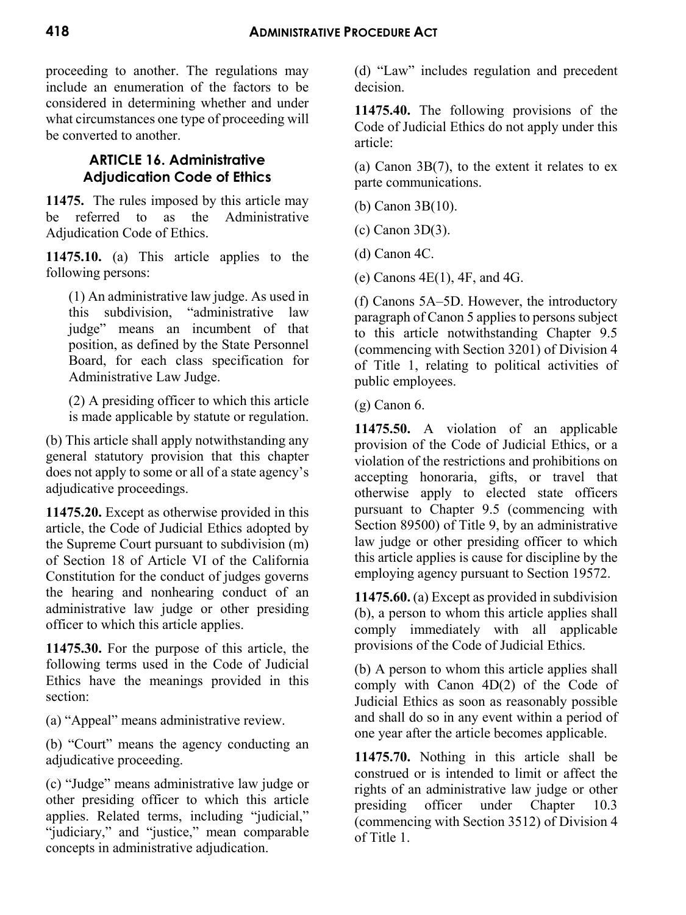proceeding to another. The regulations may include an enumeration of the factors to be considered in determining whether and under what circumstances one type of proceeding will be converted to another.

## ARTICLE 16. Administrative Adjudication Code of Ethics

**11475.** The rules imposed by this article may be referred to as the Administrative Adjudication Code of Ethics.

**11475.10.** (a) This article applies to the following persons:

(1) An administrative law judge. As used in this subdivision, "administrative law judge" means an incumbent of that position, as defined by the State Personnel Board, for each class specification for Administrative Law Judge.

(2) A presiding officer to which this article is made applicable by statute or regulation.

(b) This article shall apply notwithstanding any general statutory provision that this chapter does not apply to some or all of a state agency's adjudicative proceedings.

**11475.20.** Except as otherwise provided in this article, the Code of Judicial Ethics adopted by the Supreme Court pursuant to subdivision (m) of Section 18 of Article VI of the California Constitution for the conduct of judges governs the hearing and nonhearing conduct of an administrative law judge or other presiding officer to which this article applies.

**11475.30.** For the purpose of this article, the following terms used in the Code of Judicial Ethics have the meanings provided in this section:

(a) "Appeal" means administrative review.

(b) "Court" means the agency conducting an adjudicative proceeding.

(c) "Judge" means administrative law judge or other presiding officer to which this article applies. Related terms, including "judicial," "judiciary," and "justice," mean comparable concepts in administrative adjudication.

(d) "Law" includes regulation and precedent decision.

**11475.40.** The following provisions of the Code of Judicial Ethics do not apply under this article:

(a) Canon 3B(7), to the extent it relates to ex parte communications.

(b) Canon 3B(10).

(c) Canon 3D(3).

(d) Canon 4C.

(e) Canons 4E(1), 4F, and 4G.

(f) Canons 5A–5D. However, the introductory paragraph of Canon 5 applies to persons subject to this article notwithstanding Chapter 9.5 (commencing with Section 3201) of Division 4 of Title 1, relating to political activities of public employees.

(g) Canon 6.

**11475.50.** A violation of an applicable provision of the Code of Judicial Ethics, or a violation of the restrictions and prohibitions on accepting honoraria, gifts, or travel that otherwise apply to elected state officers pursuant to Chapter 9.5 (commencing with Section 89500) of Title 9, by an administrative law judge or other presiding officer to which this article applies is cause for discipline by the employing agency pursuant to Section 19572.

**11475.60.** (a) Except as provided in subdivision (b), a person to whom this article applies shall comply immediately with all applicable provisions of the Code of Judicial Ethics.

(b) A person to whom this article applies shall comply with Canon 4D(2) of the Code of Judicial Ethics as soon as reasonably possible and shall do so in any event within a period of one year after the article becomes applicable.

**11475.70.** Nothing in this article shall be construed or is intended to limit or affect the rights of an administrative law judge or other presiding officer under Chapter 10.3 (commencing with Section 3512) of Division 4 of Title 1.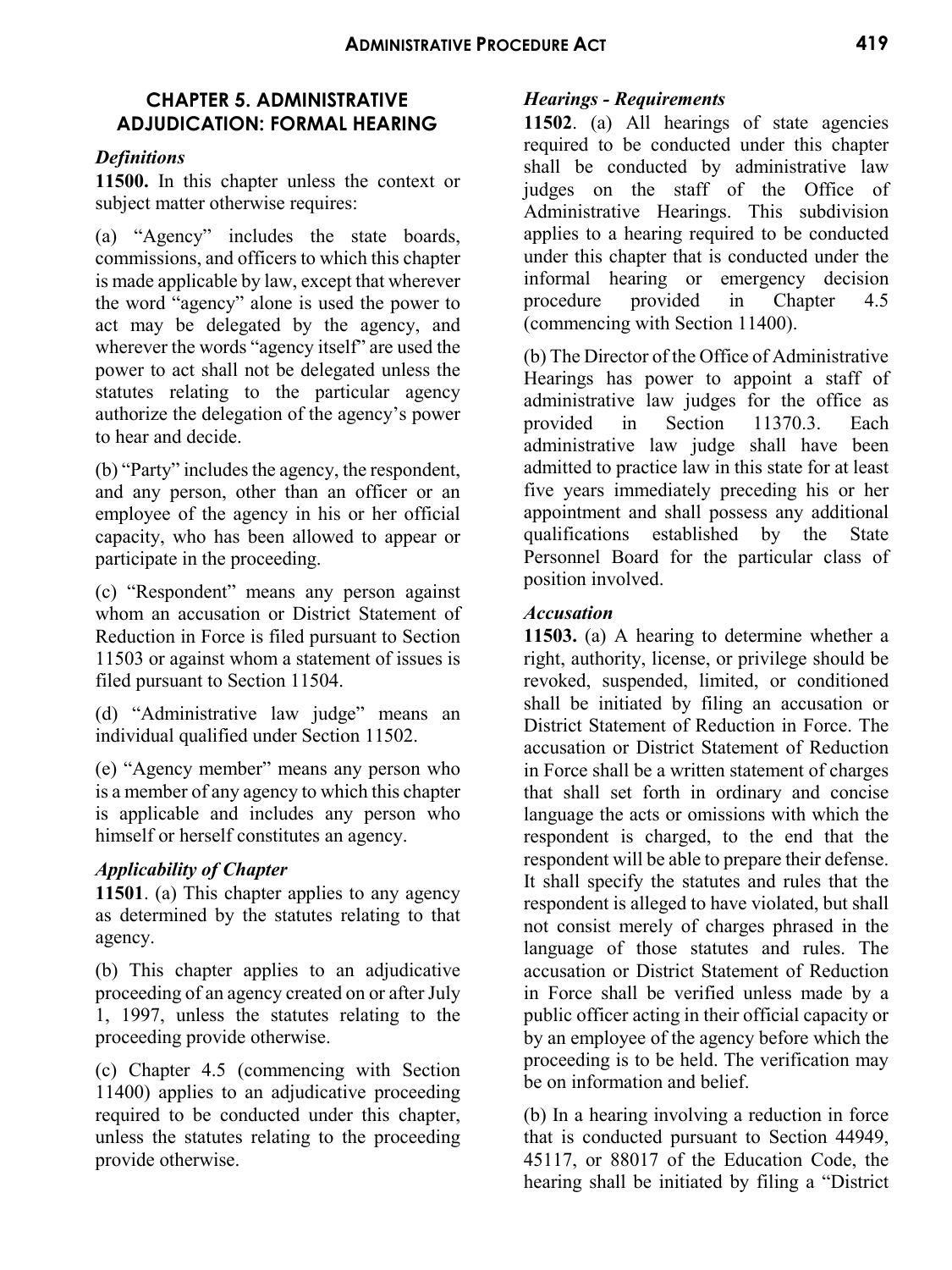## CHAPTER 5. ADMINISTRATIVE ADJUDICATION: FORMAL HEARING

### *Definitions*

**11500.** In this chapter unless the context or subject matter otherwise requires:

(a) "Agency" includes the state boards, commissions, and officers to which this chapter is made applicable by law, except that wherever the word "agency" alone is used the power to act may be delegated by the agency, and wherever the words "agency itself" are used the power to act shall not be delegated unless the statutes relating to the particular agency authorize the delegation of the agency's power to hear and decide.

(b) "Party" includes the agency, the respondent, and any person, other than an officer or an employee of the agency in his or her official capacity, who has been allowed to appear or participate in the proceeding.

(c) "Respondent" means any person against whom an accusation or District Statement of Reduction in Force is filed pursuant to Section 11503 or against whom a statement of issues is filed pursuant to Section 11504.

(d) "Administrative law judge" means an individual qualified under Section 11502.

(e) "Agency member" means any person who is a member of any agency to which this chapter is applicable and includes any person who himself or herself constitutes an agency.

### *Applicability of Chapter*

**11501**. (a) This chapter applies to any agency as determined by the statutes relating to that agency.

(b) This chapter applies to an adjudicative proceeding of an agency created on or after July 1, 1997, unless the statutes relating to the proceeding provide otherwise.

(c) Chapter 4.5 (commencing with Section 11400) applies to an adjudicative proceeding required to be conducted under this chapter, unless the statutes relating to the proceeding provide otherwise.

### *Hearings - Requirements*

**11502**. (a) All hearings of state agencies required to be conducted under this chapter shall be conducted by administrative law judges on the staff of the Office of Administrative Hearings. This subdivision applies to a hearing required to be conducted under this chapter that is conducted under the informal hearing or emergency decision procedure provided in Chapter 4.5 (commencing with Section 11400).

(b) The Director of the Office of Administrative Hearings has power to appoint a staff of administrative law judges for the office as provided in Section 11370.3. Each administrative law judge shall have been admitted to practice law in this state for at least five years immediately preceding his or her appointment and shall possess any additional qualifications established by the State Personnel Board for the particular class of position involved.

### *Accusation*

**11503.** (a) A hearing to determine whether a right, authority, license, or privilege should be revoked, suspended, limited, or conditioned shall be initiated by filing an accusation or District Statement of Reduction in Force. The accusation or District Statement of Reduction in Force shall be a written statement of charges that shall set forth in ordinary and concise language the acts or omissions with which the respondent is charged, to the end that the respondent will be able to prepare their defense. It shall specify the statutes and rules that the respondent is alleged to have violated, but shall not consist merely of charges phrased in the language of those statutes and rules. The accusation or District Statement of Reduction in Force shall be verified unless made by a public officer acting in their official capacity or by an employee of the agency before which the proceeding is to be held. The verification may be on information and belief.

(b) In a hearing involving a reduction in force that is conducted pursuant to Section 44949, 45117, or 88017 of the Education Code, the hearing shall be initiated by filing a "District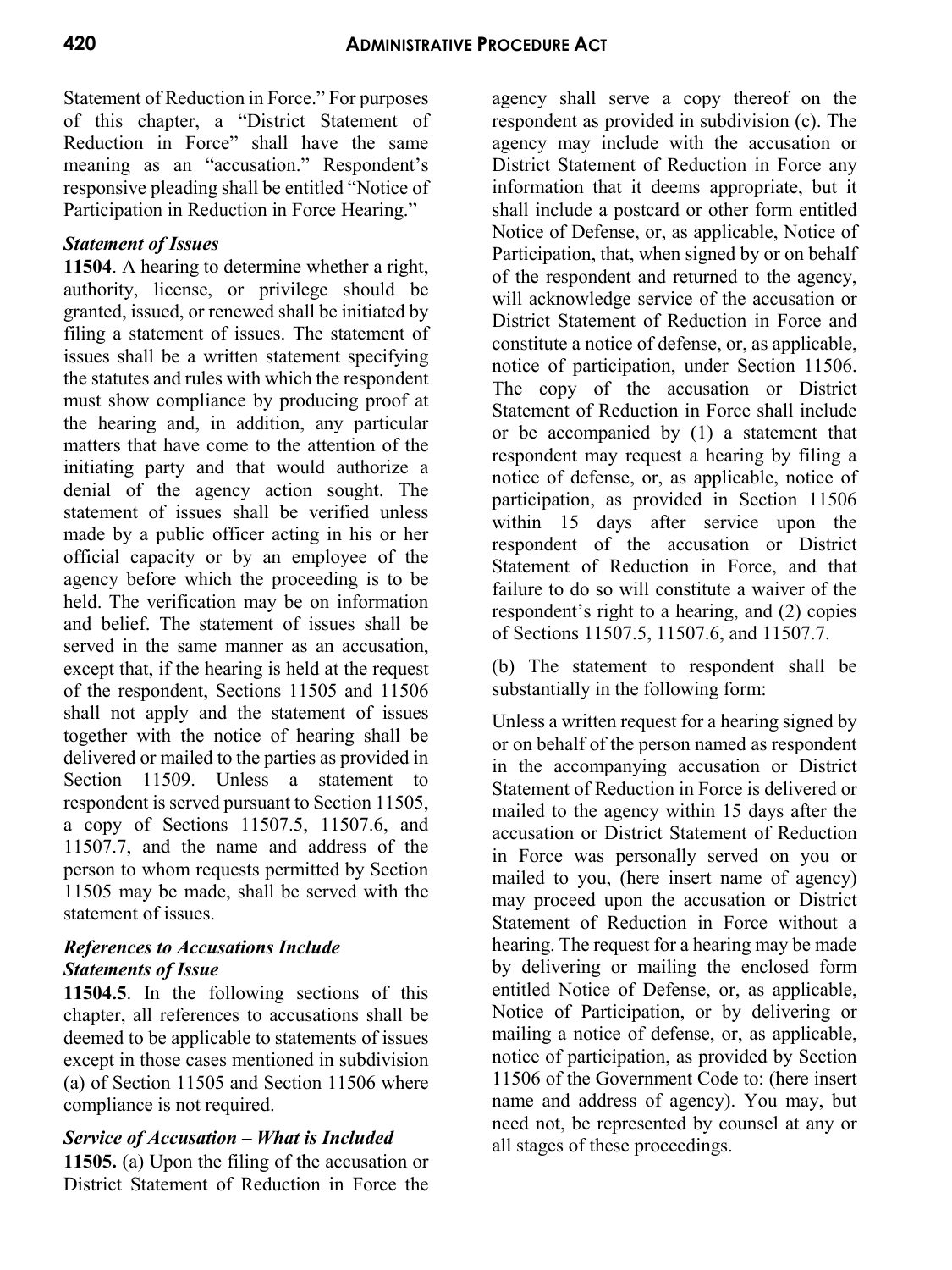Statement of Reduction in Force." For purposes of this chapter, a "District Statement of Reduction in Force" shall have the same meaning as an "accusation." Respondent's responsive pleading shall be entitled "Notice of Participation in Reduction in Force Hearing."

### *Statement of Issues*

**11504**. A hearing to determine whether a right, authority, license, or privilege should be granted, issued, or renewed shall be initiated by filing a statement of issues. The statement of issues shall be a written statement specifying the statutes and rules with which the respondent must show compliance by producing proof at the hearing and, in addition, any particular matters that have come to the attention of the initiating party and that would authorize a denial of the agency action sought. The statement of issues shall be verified unless made by a public officer acting in his or her official capacity or by an employee of the agency before which the proceeding is to be held. The verification may be on information and belief. The statement of issues shall be served in the same manner as an accusation, except that, if the hearing is held at the request of the respondent, Sections 11505 and 11506 shall not apply and the statement of issues together with the notice of hearing shall be delivered or mailed to the parties as provided in Section 11509. Unless a statement to respondent is served pursuant to Section 11505, a copy of Sections 11507.5, 11507.6, and 11507.7, and the name and address of the person to whom requests permitted by Section 11505 may be made, shall be served with the statement of issues.

### *References to Accusations Include Statements of Issue*

**11504.5**. In the following sections of this chapter, all references to accusations shall be deemed to be applicable to statements of issues except in those cases mentioned in subdivision (a) of Section 11505 and Section 11506 where compliance is not required.

### *Service of Accusation – What is Included*

**11505.** (a) Upon the filing of the accusation or District Statement of Reduction in Force the agency shall serve a copy thereof on the respondent as provided in subdivision (c). The agency may include with the accusation or District Statement of Reduction in Force any information that it deems appropriate, but it shall include a postcard or other form entitled Notice of Defense, or, as applicable, Notice of Participation, that, when signed by or on behalf of the respondent and returned to the agency, will acknowledge service of the accusation or District Statement of Reduction in Force and constitute a notice of defense, or, as applicable, notice of participation, under Section 11506. The copy of the accusation or District Statement of Reduction in Force shall include or be accompanied by (1) a statement that respondent may request a hearing by filing a notice of defense, or, as applicable, notice of participation, as provided in Section 11506 within 15 days after service upon the respondent of the accusation or District Statement of Reduction in Force, and that failure to do so will constitute a waiver of the respondent's right to a hearing, and (2) copies of Sections 11507.5, 11507.6, and 11507.7.

(b) The statement to respondent shall be substantially in the following form:

Unless a written request for a hearing signed by or on behalf of the person named as respondent in the accompanying accusation or District Statement of Reduction in Force is delivered or mailed to the agency within 15 days after the accusation or District Statement of Reduction in Force was personally served on you or mailed to you, (here insert name of agency) may proceed upon the accusation or District Statement of Reduction in Force without a hearing. The request for a hearing may be made by delivering or mailing the enclosed form entitled Notice of Defense, or, as applicable, Notice of Participation, or by delivering or mailing a notice of defense, or, as applicable, notice of participation, as provided by Section 11506 of the Government Code to: (here insert name and address of agency). You may, but need not, be represented by counsel at any or all stages of these proceedings.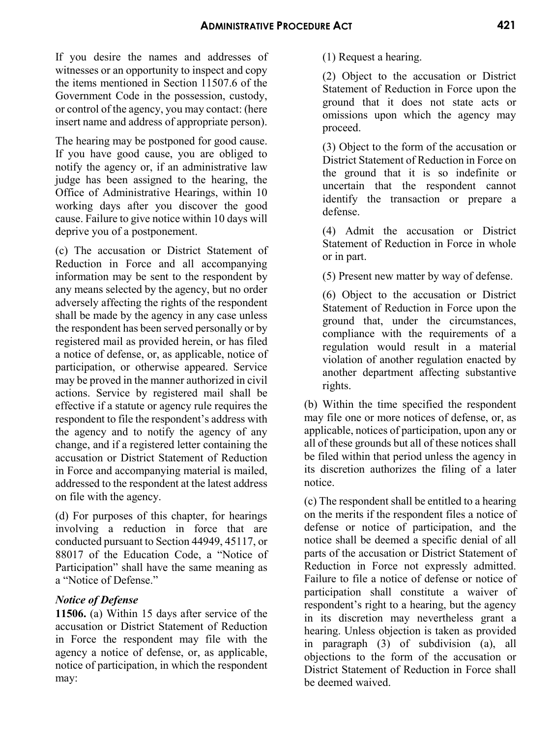If you desire the names and addresses of witnesses or an opportunity to inspect and copy the items mentioned in Section 11507.6 of the Government Code in the possession, custody, or control of the agency, you may contact: (here insert name and address of appropriate person).

The hearing may be postponed for good cause. If you have good cause, you are obliged to notify the agency or, if an administrative law judge has been assigned to the hearing, the Office of Administrative Hearings, within 10 working days after you discover the good cause. Failure to give notice within 10 days will deprive you of a postponement.

(c) The accusation or District Statement of Reduction in Force and all accompanying information may be sent to the respondent by any means selected by the agency, but no order adversely affecting the rights of the respondent shall be made by the agency in any case unless the respondent has been served personally or by registered mail as provided herein, or has filed a notice of defense, or, as applicable, notice of participation, or otherwise appeared. Service may be proved in the manner authorized in civil actions. Service by registered mail shall be effective if a statute or agency rule requires the respondent to file the respondent's address with the agency and to notify the agency of any change, and if a registered letter containing the accusation or District Statement of Reduction in Force and accompanying material is mailed, addressed to the respondent at the latest address on file with the agency.

(d) For purposes of this chapter, for hearings involving a reduction in force that are conducted pursuant to Section 44949, 45117, or 88017 of the Education Code, a "Notice of Participation" shall have the same meaning as a "Notice of Defense."

***Notice of Defense***

**11506.** (a) Within 15 days after service of the accusation or District Statement of Reduction in Force the respondent may file with the agency a notice of defense, or, as applicable, notice of participation, in which the respondent may:

(1) Request a hearing.

(2) Object to the accusation or District Statement of Reduction in Force upon the ground that it does not state acts or omissions upon which the agency may proceed.

(3) Object to the form of the accusation or District Statement of Reduction in Force on the ground that it is so indefinite or uncertain that the respondent cannot identify the transaction or prepare a defense.

(4) Admit the accusation or District Statement of Reduction in Force in whole or in part.

(5) Present new matter by way of defense.

(6) Object to the accusation or District Statement of Reduction in Force upon the ground that, under the circumstances, compliance with the requirements of a regulation would result in a material violation of another regulation enacted by another department affecting substantive rights.

(b) Within the time specified the respondent may file one or more notices of defense, or, as applicable, notices of participation, upon any or all of these grounds but all of these notices shall be filed within that period unless the agency in its discretion authorizes the filing of a later notice.

(c) The respondent shall be entitled to a hearing on the merits if the respondent files a notice of defense or notice of participation, and the notice shall be deemed a specific denial of all parts of the accusation or District Statement of Reduction in Force not expressly admitted. Failure to file a notice of defense or notice of participation shall constitute a waiver of respondent's right to a hearing, but the agency in its discretion may nevertheless grant a hearing. Unless objection is taken as provided in paragraph (3) of subdivision (a), all objections to the form of the accusation or District Statement of Reduction in Force shall be deemed waived.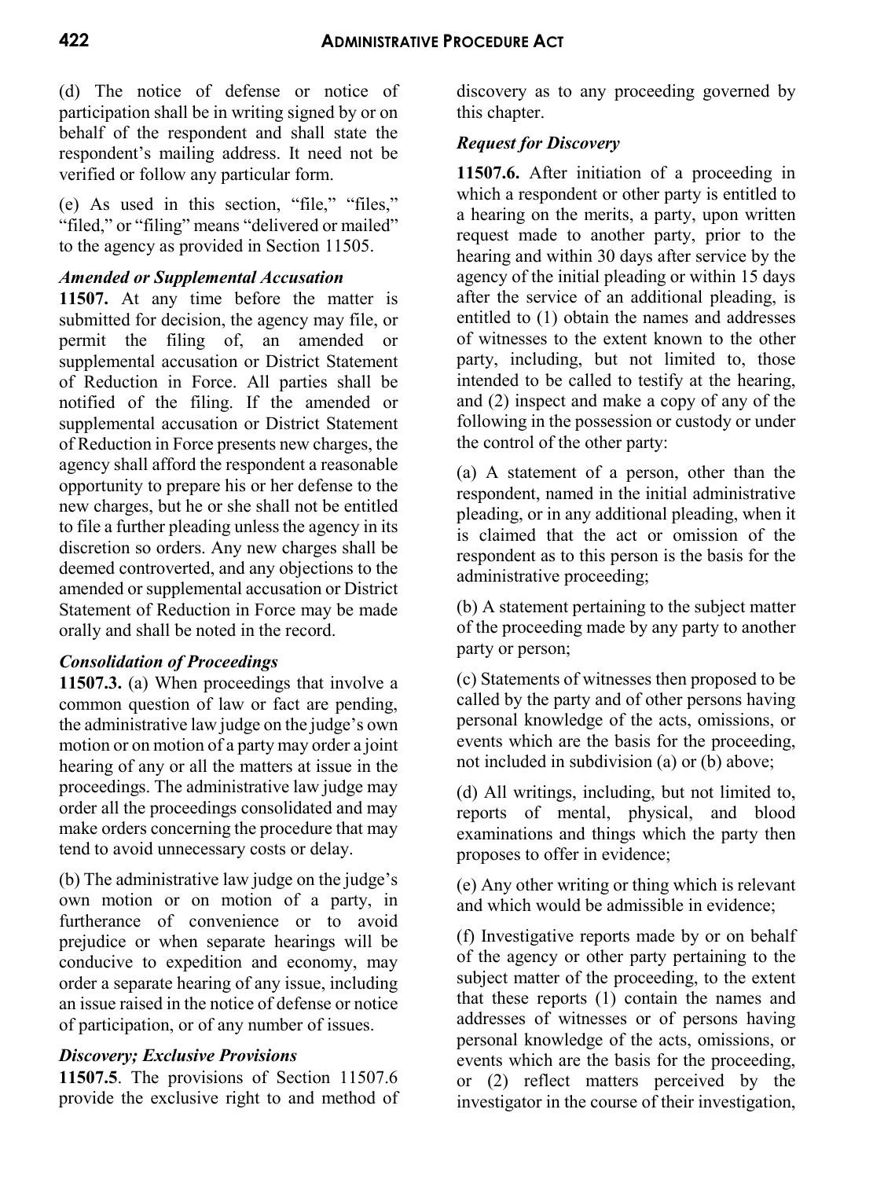(d) The notice of defense or notice of participation shall be in writing signed by or on behalf of the respondent and shall state the respondent's mailing address. It need not be verified or follow any particular form.

(e) As used in this section, "file," "files," "filed," or "filing" means "delivered or mailed" to the agency as provided in Section 11505.

***Amended or Supplemental Accusation***

**11507.** At any time before the matter is submitted for decision, the agency may file, or permit the filing of, an amended or supplemental accusation or District Statement of Reduction in Force. All parties shall be notified of the filing. If the amended or supplemental accusation or District Statement of Reduction in Force presents new charges, the agency shall afford the respondent a reasonable opportunity to prepare his or her defense to the new charges, but he or she shall not be entitled to file a further pleading unless the agency in its discretion so orders. Any new charges shall be deemed controverted, and any objections to the amended or supplemental accusation or District Statement of Reduction in Force may be made orally and shall be noted in the record.

***Consolidation of Proceedings***

**11507.3.** (a) When proceedings that involve a common question of law or fact are pending, the administrative law judge on the judge's own motion or on motion of a party may order a joint hearing of any or all the matters at issue in the proceedings. The administrative law judge may order all the proceedings consolidated and may make orders concerning the procedure that may tend to avoid unnecessary costs or delay.

(b) The administrative law judge on the judge's own motion or on motion of a party, in furtherance of convenience or to avoid prejudice or when separate hearings will be conducive to expedition and economy, may order a separate hearing of any issue, including an issue raised in the notice of defense or notice of participation, or of any number of issues.

***Discovery; Exclusive Provisions***

**11507.5**. The provisions of Section 11507.6 provide the exclusive right to and method of discovery as to any proceeding governed by this chapter.

***Request for Discovery***

**11507.6.** After initiation of a proceeding in which a respondent or other party is entitled to a hearing on the merits, a party, upon written request made to another party, prior to the hearing and within 30 days after service by the agency of the initial pleading or within 15 days after the service of an additional pleading, is entitled to (1) obtain the names and addresses of witnesses to the extent known to the other party, including, but not limited to, those intended to be called to testify at the hearing, and (2) inspect and make a copy of any of the following in the possession or custody or under the control of the other party:

(a) A statement of a person, other than the respondent, named in the initial administrative pleading, or in any additional pleading, when it is claimed that the act or omission of the respondent as to this person is the basis for the administrative proceeding;

(b) A statement pertaining to the subject matter of the proceeding made by any party to another party or person;

(c) Statements of witnesses then proposed to be called by the party and of other persons having personal knowledge of the acts, omissions, or events which are the basis for the proceeding, not included in subdivision (a) or (b) above;

(d) All writings, including, but not limited to, reports of mental, physical, and blood examinations and things which the party then proposes to offer in evidence;

(e) Any other writing or thing which is relevant and which would be admissible in evidence;

(f) Investigative reports made by or on behalf of the agency or other party pertaining to the subject matter of the proceeding, to the extent that these reports (1) contain the names and addresses of witnesses or of persons having personal knowledge of the acts, omissions, or events which are the basis for the proceeding, or (2) reflect matters perceived by the investigator in the course of their investigation,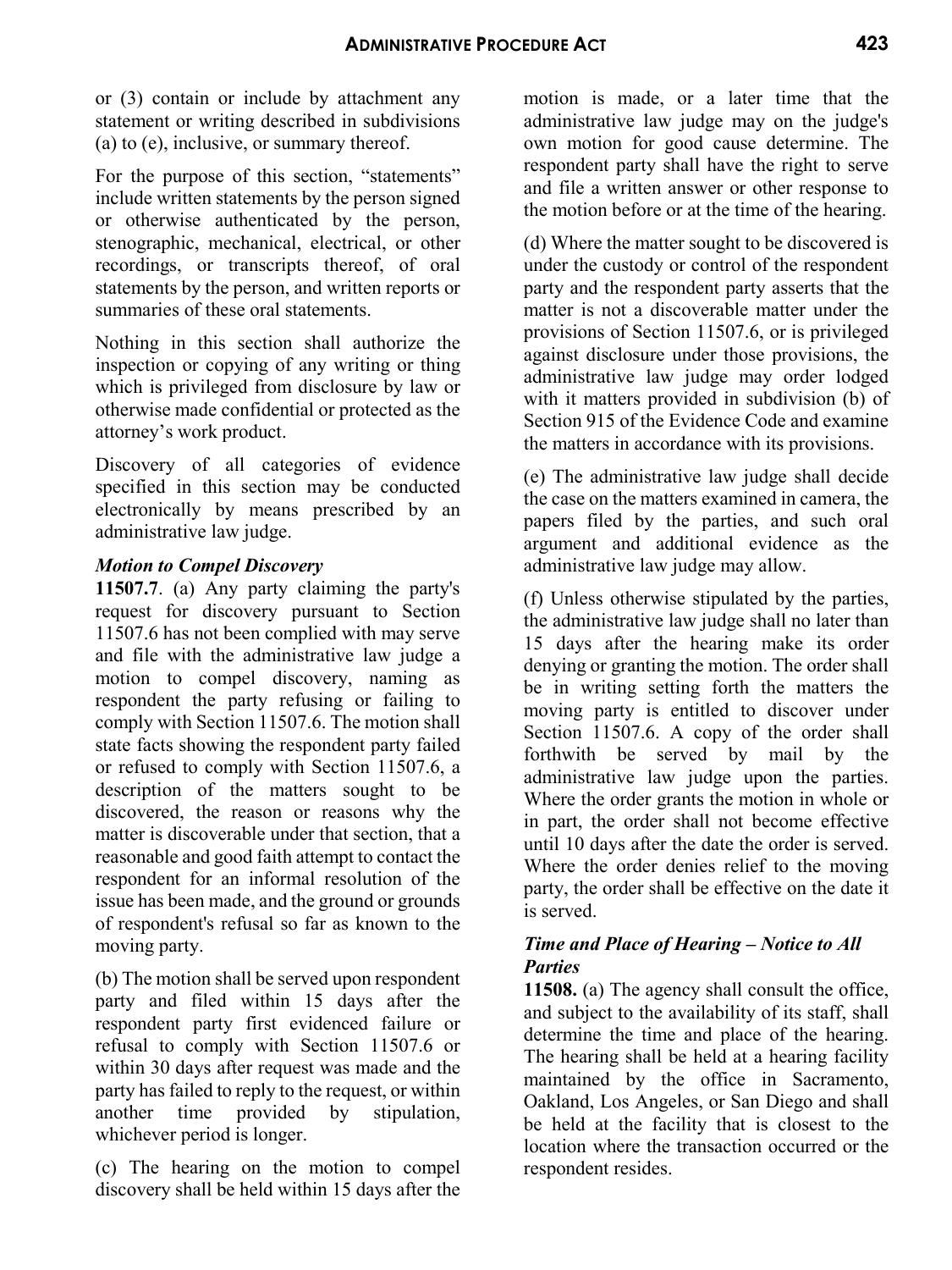or (3) contain or include by attachment any statement or writing described in subdivisions (a) to (e), inclusive, or summary thereof.

For the purpose of this section, "statements" include written statements by the person signed or otherwise authenticated by the person, stenographic, mechanical, electrical, or other recordings, or transcripts thereof, of oral statements by the person, and written reports or summaries of these oral statements.

Nothing in this section shall authorize the inspection or copying of any writing or thing which is privileged from disclosure by law or otherwise made confidential or protected as the attorney's work product.

Discovery of all categories of evidence specified in this section may be conducted electronically by means prescribed by an administrative law judge.

### *Motion to Compel Discovery*

**11507.7**. (a) Any party claiming the party's request for discovery pursuant to Section 11507.6 has not been complied with may serve and file with the administrative law judge a motion to compel discovery, naming as respondent the party refusing or failing to comply with Section 11507.6. The motion shall state facts showing the respondent party failed or refused to comply with Section 11507.6, a description of the matters sought to be discovered, the reason or reasons why the matter is discoverable under that section, that a reasonable and good faith attempt to contact the respondent for an informal resolution of the issue has been made, and the ground or grounds of respondent's refusal so far as known to the moving party.

(b) The motion shall be served upon respondent party and filed within 15 days after the respondent party first evidenced failure or refusal to comply with Section 11507.6 or within 30 days after request was made and the party has failed to reply to the request, or within another time provided by stipulation, whichever period is longer.

(c) The hearing on the motion to compel discovery shall be held within 15 days after the motion is made, or a later time that the administrative law judge may on the judge's own motion for good cause determine. The respondent party shall have the right to serve and file a written answer or other response to the motion before or at the time of the hearing.

(d) Where the matter sought to be discovered is under the custody or control of the respondent party and the respondent party asserts that the matter is not a discoverable matter under the provisions of Section 11507.6, or is privileged against disclosure under those provisions, the administrative law judge may order lodged with it matters provided in subdivision (b) of Section 915 of the Evidence Code and examine the matters in accordance with its provisions.

(e) The administrative law judge shall decide the case on the matters examined in camera, the papers filed by the parties, and such oral argument and additional evidence as the administrative law judge may allow.

(f) Unless otherwise stipulated by the parties, the administrative law judge shall no later than 15 days after the hearing make its order denying or granting the motion. The order shall be in writing setting forth the matters the moving party is entitled to discover under Section 11507.6. A copy of the order shall forthwith be served by mail by the administrative law judge upon the parties. Where the order grants the motion in whole or in part, the order shall not become effective until 10 days after the date the order is served. Where the order denies relief to the moving party, the order shall be effective on the date it is served.

### *Time and Place of Hearing – Notice to All Parties*

**11508.** (a) The agency shall consult the office, and subject to the availability of its staff, shall determine the time and place of the hearing. The hearing shall be held at a hearing facility maintained by the office in Sacramento, Oakland, Los Angeles, or San Diego and shall be held at the facility that is closest to the location where the transaction occurred or the respondent resides.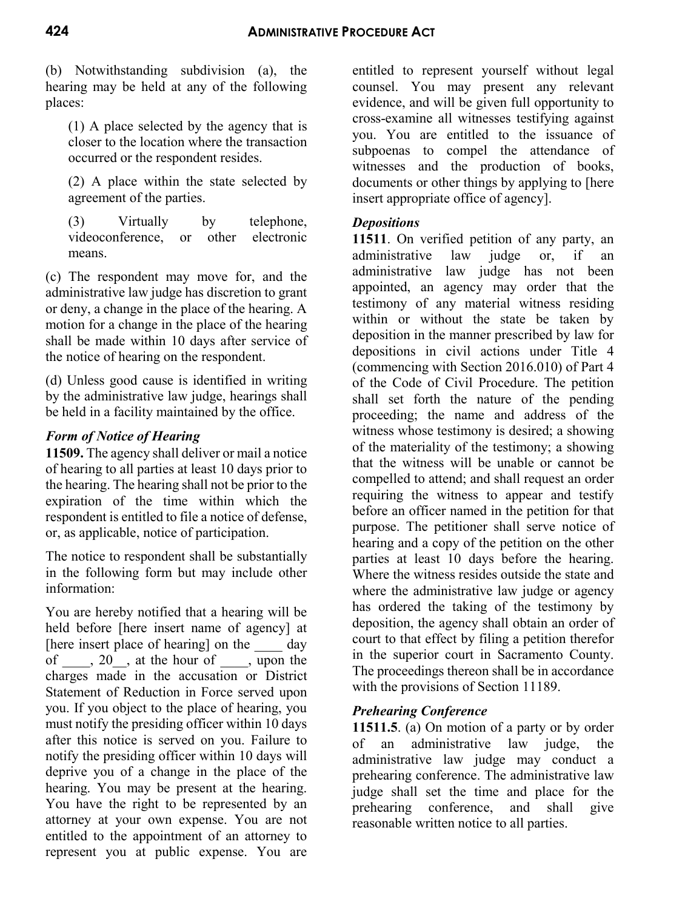(b) Notwithstanding subdivision (a), the hearing may be held at any of the following places:

(1) A place selected by the agency that is closer to the location where the transaction occurred or the respondent resides.

(2) A place within the state selected by agreement of the parties.

(3) Virtually by telephone, videoconference, or other electronic means.

(c) The respondent may move for, and the administrative law judge has discretion to grant or deny, a change in the place of the hearing. A motion for a change in the place of the hearing shall be made within 10 days after service of the notice of hearing on the respondent.

(d) Unless good cause is identified in writing by the administrative law judge, hearings shall be held in a facility maintained by the office.

### *Form of Notice of Hearing*

**11509.** The agency shall deliver or mail a notice of hearing to all parties at least 10 days prior to the hearing. The hearing shall not be prior to the expiration of the time within which the respondent is entitled to file a notice of defense, or, as applicable, notice of participation.

The notice to respondent shall be substantially in the following form but may include other information:

You are hereby notified that a hearing will be held before [here insert name of agency] at [here insert place of hearing] on the ____ day of ____, 20__, at the hour of ____, upon the charges made in the accusation or District Statement of Reduction in Force served upon you. If you object to the place of hearing, you must notify the presiding officer within 10 days after this notice is served on you. Failure to notify the presiding officer within 10 days will deprive you of a change in the place of the hearing. You may be present at the hearing. You have the right to be represented by an attorney at your own expense. You are not entitled to the appointment of an attorney to represent you at public expense. You are entitled to represent yourself without legal counsel. You may present any relevant evidence, and will be given full opportunity to cross-examine all witnesses testifying against you. You are entitled to the issuance of subpoenas to compel the attendance of witnesses and the production of books, documents or other things by applying to [here insert appropriate office of agency].

### *Depositions*

**11511**. On verified petition of any party, an administrative law judge or, if an administrative law judge has not been appointed, an agency may order that the testimony of any material witness residing within or without the state be taken by deposition in the manner prescribed by law for depositions in civil actions under Title 4 (commencing with Section 2016.010) of Part 4 of the Code of Civil Procedure. The petition shall set forth the nature of the pending proceeding; the name and address of the witness whose testimony is desired; a showing of the materiality of the testimony; a showing that the witness will be unable or cannot be compelled to attend; and shall request an order requiring the witness to appear and testify before an officer named in the petition for that purpose. The petitioner shall serve notice of hearing and a copy of the petition on the other parties at least 10 days before the hearing. Where the witness resides outside the state and where the administrative law judge or agency has ordered the taking of the testimony by deposition, the agency shall obtain an order of court to that effect by filing a petition therefor in the superior court in Sacramento County. The proceedings thereon shall be in accordance with the provisions of Section 11189.

### *Prehearing Conference*

**11511.5**. (a) On motion of a party or by order of an administrative law judge, the administrative law judge may conduct a prehearing conference. The administrative law judge shall set the time and place for the prehearing conference, and shall give reasonable written notice to all parties.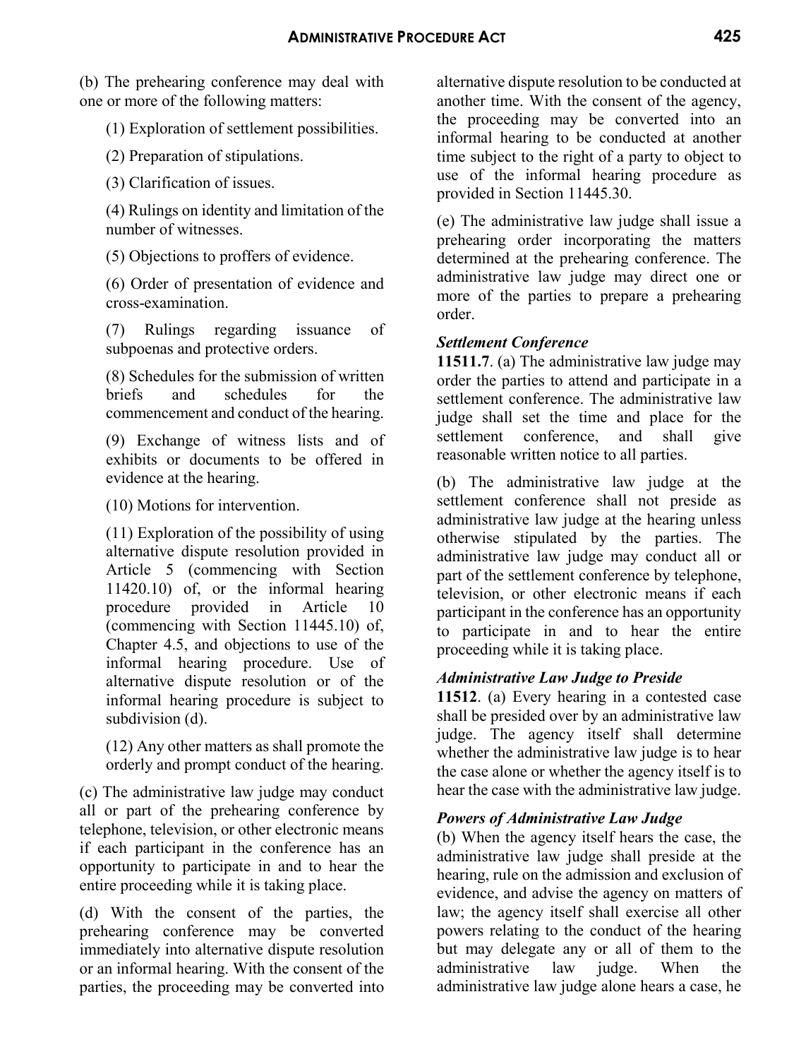(b) The prehearing conference may deal with one or more of the following matters:

(1) Exploration of settlement possibilities.

(2) Preparation of stipulations.

(3) Clarification of issues.

(4) Rulings on identity and limitation of the number of witnesses.

(5) Objections to proffers of evidence.

(6) Order of presentation of evidence and cross-examination.

(7) Rulings regarding issuance of subpoenas and protective orders.

(8) Schedules for the submission of written briefs and schedules for the commencement and conduct of the hearing.

(9) Exchange of witness lists and of exhibits or documents to be offered in evidence at the hearing.

(10) Motions for intervention.

(11) Exploration of the possibility of using alternative dispute resolution provided in Article 5 (commencing with Section 11420.10) of, or the informal hearing procedure provided in Article 10 (commencing with Section 11445.10) of, Chapter 4.5, and objections to use of the informal hearing procedure. Use of alternative dispute resolution or of the informal hearing procedure is subject to subdivision (d).

(12) Any other matters as shall promote the orderly and prompt conduct of the hearing.

(c) The administrative law judge may conduct all or part of the prehearing conference by telephone, television, or other electronic means if each participant in the conference has an opportunity to participate in and to hear the entire proceeding while it is taking place.

(d) With the consent of the parties, the prehearing conference may be converted immediately into alternative dispute resolution or an informal hearing. With the consent of the parties, the proceeding may be converted into alternative dispute resolution to be conducted at another time. With the consent of the agency, the proceeding may be converted into an informal hearing to be conducted at another time subject to the right of a party to object to use of the informal hearing procedure as provided in Section 11445.30.

(e) The administrative law judge shall issue a prehearing order incorporating the matters determined at the prehearing conference. The administrative law judge may direct one or more of the parties to prepare a prehearing order.

### *Settlement Conference*

**11511.7**. (a) The administrative law judge may order the parties to attend and participate in a settlement conference. The administrative law judge shall set the time and place for the settlement conference, and shall give reasonable written notice to all parties.

(b) The administrative law judge at the settlement conference shall not preside as administrative law judge at the hearing unless otherwise stipulated by the parties. The administrative law judge may conduct all or part of the settlement conference by telephone, television, or other electronic means if each participant in the conference has an opportunity to participate in and to hear the entire proceeding while it is taking place.

### *Administrative Law Judge to Preside*

**11512**. (a) Every hearing in a contested case shall be presided over by an administrative law judge. The agency itself shall determine whether the administrative law judge is to hear the case alone or whether the agency itself is to hear the case with the administrative law judge.

### *Powers of Administrative Law Judge*

(b) When the agency itself hears the case, the administrative law judge shall preside at the hearing, rule on the admission and exclusion of evidence, and advise the agency on matters of law; the agency itself shall exercise all other powers relating to the conduct of the hearing but may delegate any or all of them to the administrative law judge. When the administrative law judge alone hears a case, he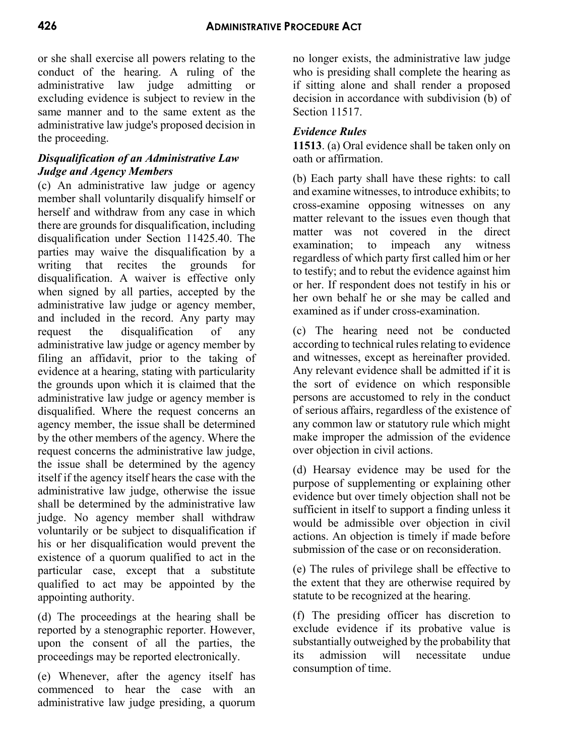or she shall exercise all powers relating to the conduct of the hearing. A ruling of the administrative law judge admitting or excluding evidence is subject to review in the same manner and to the same extent as the administrative law judge's proposed decision in the proceeding.

### *Disqualification of an Administrative Law Judge and Agency Members*

(c) An administrative law judge or agency member shall voluntarily disqualify himself or herself and withdraw from any case in which there are grounds for disqualification, including disqualification under Section 11425.40. The parties may waive the disqualification by a writing that recites the grounds for disqualification. A waiver is effective only when signed by all parties, accepted by the administrative law judge or agency member, and included in the record. Any party may request the disqualification of any administrative law judge or agency member by filing an affidavit, prior to the taking of evidence at a hearing, stating with particularity the grounds upon which it is claimed that the administrative law judge or agency member is disqualified. Where the request concerns an agency member, the issue shall be determined by the other members of the agency. Where the request concerns the administrative law judge, the issue shall be determined by the agency itself if the agency itself hears the case with the administrative law judge, otherwise the issue shall be determined by the administrative law judge. No agency member shall withdraw voluntarily or be subject to disqualification if his or her disqualification would prevent the existence of a quorum qualified to act in the particular case, except that a substitute qualified to act may be appointed by the appointing authority.

(d) The proceedings at the hearing shall be reported by a stenographic reporter. However, upon the consent of all the parties, the proceedings may be reported electronically.

(e) Whenever, after the agency itself has commenced to hear the case with an administrative law judge presiding, a quorum no longer exists, the administrative law judge who is presiding shall complete the hearing as if sitting alone and shall render a proposed decision in accordance with subdivision (b) of Section 11517.

### *Evidence Rules*

**11513**. (a) Oral evidence shall be taken only on oath or affirmation.

(b) Each party shall have these rights: to call and examine witnesses, to introduce exhibits; to cross-examine opposing witnesses on any matter relevant to the issues even though that matter was not covered in the direct examination; to impeach any witness regardless of which party first called him or her to testify; and to rebut the evidence against him or her. If respondent does not testify in his or her own behalf he or she may be called and examined as if under cross-examination.

(c) The hearing need not be conducted according to technical rules relating to evidence and witnesses, except as hereinafter provided. Any relevant evidence shall be admitted if it is the sort of evidence on which responsible persons are accustomed to rely in the conduct of serious affairs, regardless of the existence of any common law or statutory rule which might make improper the admission of the evidence over objection in civil actions.

(d) Hearsay evidence may be used for the purpose of supplementing or explaining other evidence but over timely objection shall not be sufficient in itself to support a finding unless it would be admissible over objection in civil actions. An objection is timely if made before submission of the case or on reconsideration.

(e) The rules of privilege shall be effective to the extent that they are otherwise required by statute to be recognized at the hearing.

(f) The presiding officer has discretion to exclude evidence if its probative value is substantially outweighed by the probability that its admission will necessitate undue consumption of time.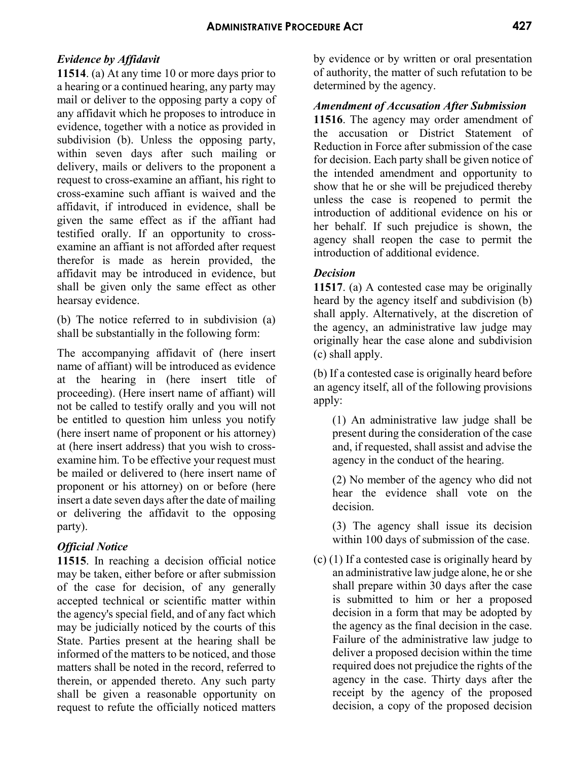### *Evidence by Affidavit*

**11514**. (a) At any time 10 or more days prior to a hearing or a continued hearing, any party may mail or deliver to the opposing party a copy of any affidavit which he proposes to introduce in evidence, together with a notice as provided in subdivision (b). Unless the opposing party, within seven days after such mailing or delivery, mails or delivers to the proponent a request to cross-examine an affiant, his right to cross-examine such affiant is waived and the affidavit, if introduced in evidence, shall be given the same effect as if the affiant had testified orally. If an opportunity to cross-examine an affiant is not afforded after request therefor is made as herein provided, the affidavit may be introduced in evidence, but shall be given only the same effect as other hearsay evidence.

(b) The notice referred to in subdivision (a) shall be substantially in the following form:

The accompanying affidavit of (here insert name of affiant) will be introduced as evidence at the hearing in (here insert title of proceeding). (Here insert name of affiant) will not be called to testify orally and you will not be entitled to question him unless you notify (here insert name of proponent or his attorney) at (here insert address) that you wish to cross-examine him. To be effective your request must be mailed or delivered to (here insert name of proponent or his attorney) on or before (here insert a date seven days after the date of mailing or delivering the affidavit to the opposing party).

### *Official Notice*

**11515**. In reaching a decision official notice may be taken, either before or after submission of the case for decision, of any generally accepted technical or scientific matter within the agency's special field, and of any fact which may be judicially noticed by the courts of this State. Parties present at the hearing shall be informed of the matters to be noticed, and those matters shall be noted in the record, referred to therein, or appended thereto. Any such party shall be given a reasonable opportunity on request to refute the officially noticed matters by evidence or by written or oral presentation of authority, the matter of such refutation to be determined by the agency.

### *Amendment of Accusation After Submission*

**11516**. The agency may order amendment of the accusation or District Statement of Reduction in Force after submission of the case for decision. Each party shall be given notice of the intended amendment and opportunity to show that he or she will be prejudiced thereby unless the case is reopened to permit the introduction of additional evidence on his or her behalf. If such prejudice is shown, the agency shall reopen the case to permit the introduction of additional evidence.

### *Decision*

**11517**. (a) A contested case may be originally heard by the agency itself and subdivision (b) shall apply. Alternatively, at the discretion of the agency, an administrative law judge may originally hear the case alone and subdivision (c) shall apply.

(b) If a contested case is originally heard before an agency itself, all of the following provisions apply:

(1) An administrative law judge shall be present during the consideration of the case and, if requested, shall assist and advise the agency in the conduct of the hearing.

(2) No member of the agency who did not hear the evidence shall vote on the decision.

(3) The agency shall issue its decision within 100 days of submission of the case.

(c) (1) If a contested case is originally heard by an administrative law judge alone, he or she shall prepare within 30 days after the case is submitted to him or her a proposed decision in a form that may be adopted by the agency as the final decision in the case. Failure of the administrative law judge to deliver a proposed decision within the time required does not prejudice the rights of the agency in the case. Thirty days after the receipt by the agency of the proposed decision, a copy of the proposed decision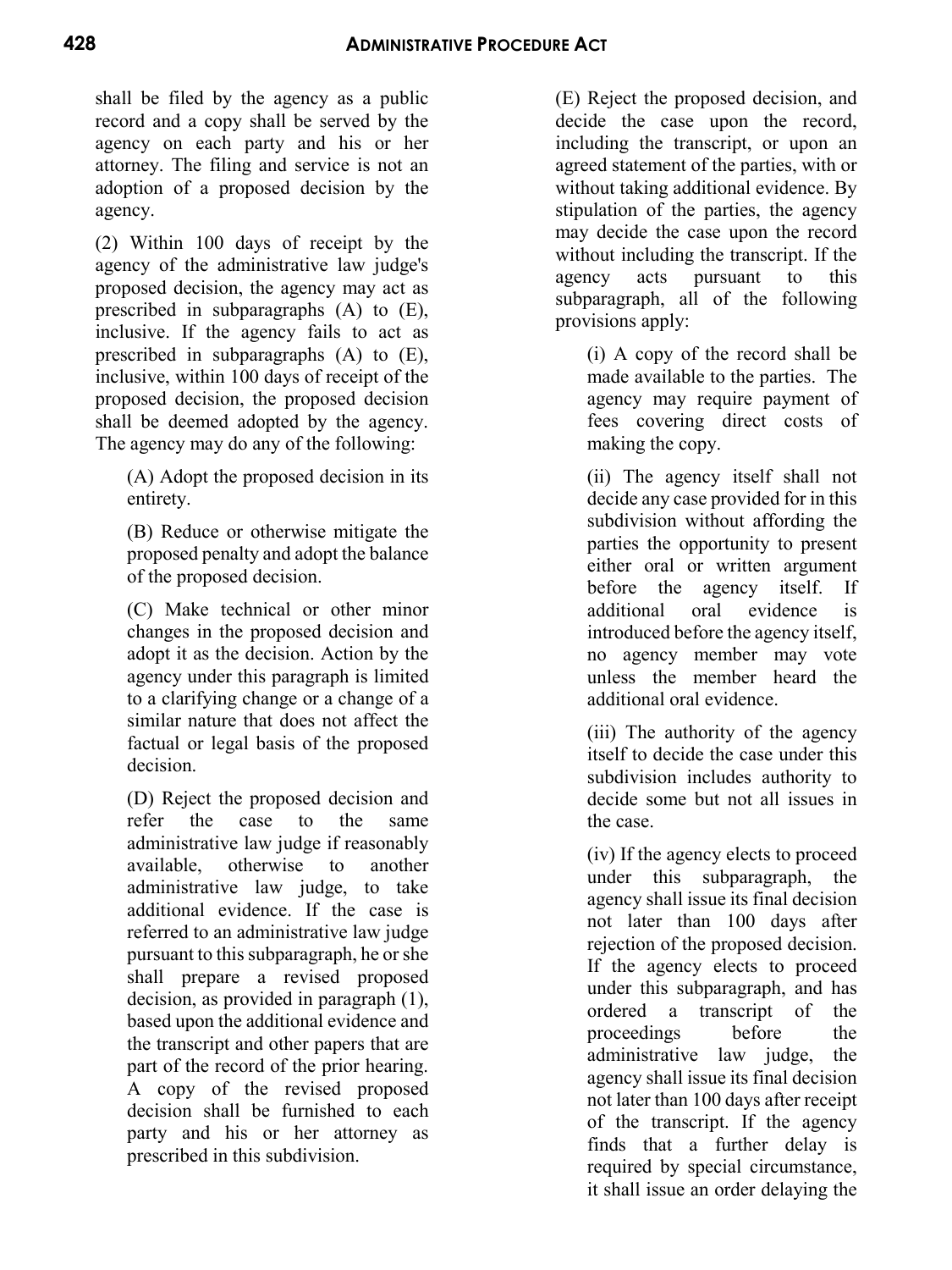shall be filed by the agency as a public record and a copy shall be served by the agency on each party and his or her attorney. The filing and service is not an adoption of a proposed decision by the agency.

(2) Within 100 days of receipt by the agency of the administrative law judge's proposed decision, the agency may act as prescribed in subparagraphs (A) to (E), inclusive. If the agency fails to act as prescribed in subparagraphs (A) to (E), inclusive, within 100 days of receipt of the proposed decision, the proposed decision shall be deemed adopted by the agency. The agency may do any of the following:

(A) Adopt the proposed decision in its entirety.

(B) Reduce or otherwise mitigate the proposed penalty and adopt the balance of the proposed decision.

(C) Make technical or other minor changes in the proposed decision and adopt it as the decision. Action by the agency under this paragraph is limited to a clarifying change or a change of a similar nature that does not affect the factual or legal basis of the proposed decision.

(D) Reject the proposed decision and refer the case to the same administrative law judge if reasonably available, otherwise to another administrative law judge, to take additional evidence. If the case is referred to an administrative law judge pursuant to this subparagraph, he or she shall prepare a revised proposed decision, as provided in paragraph (1), based upon the additional evidence and the transcript and other papers that are part of the record of the prior hearing. A copy of the revised proposed decision shall be furnished to each party and his or her attorney as prescribed in this subdivision.

(E) Reject the proposed decision, and decide the case upon the record, including the transcript, or upon an agreed statement of the parties, with or without taking additional evidence. By stipulation of the parties, the agency may decide the case upon the record without including the transcript. If the agency acts pursuant to this subparagraph, all of the following provisions apply:

(i) A copy of the record shall be made available to the parties. The agency may require payment of fees covering direct costs of making the copy.

(ii) The agency itself shall not decide any case provided for in this subdivision without affording the parties the opportunity to present either oral or written argument before the agency itself. If additional oral evidence is introduced before the agency itself, no agency member may vote unless the member heard the additional oral evidence.

(iii) The authority of the agency itself to decide the case under this subdivision includes authority to decide some but not all issues in the case.

(iv) If the agency elects to proceed under this subparagraph, the agency shall issue its final decision not later than 100 days after rejection of the proposed decision. If the agency elects to proceed under this subparagraph, and has ordered a transcript of the proceedings before the administrative law judge, the agency shall issue its final decision not later than 100 days after receipt of the transcript. If the agency finds that a further delay is required by special circumstance, it shall issue an order delaying the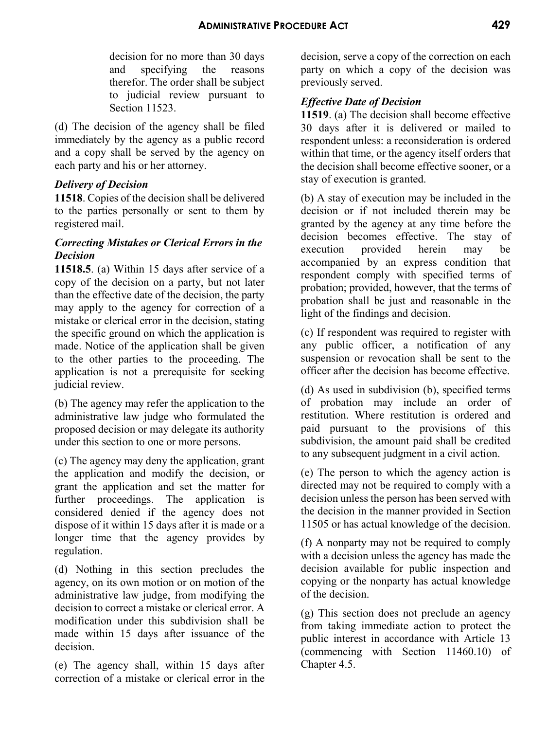decision for no more than 30 days and specifying the reasons therefor. The order shall be subject to judicial review pursuant to Section 11523.

(d) The decision of the agency shall be filed immediately by the agency as a public record and a copy shall be served by the agency on each party and his or her attorney.

### *Delivery of Decision*

**11518**. Copies of the decision shall be delivered to the parties personally or sent to them by registered mail.

### *Correcting Mistakes or Clerical Errors in the Decision*

**11518.5**. (a) Within 15 days after service of a copy of the decision on a party, but not later than the effective date of the decision, the party may apply to the agency for correction of a mistake or clerical error in the decision, stating the specific ground on which the application is made. Notice of the application shall be given to the other parties to the proceeding. The application is not a prerequisite for seeking judicial review.

(b) The agency may refer the application to the administrative law judge who formulated the proposed decision or may delegate its authority under this section to one or more persons.

(c) The agency may deny the application, grant the application and modify the decision, or grant the application and set the matter for further proceedings. The application is considered denied if the agency does not dispose of it within 15 days after it is made or a longer time that the agency provides by regulation.

(d) Nothing in this section precludes the agency, on its own motion or on motion of the administrative law judge, from modifying the decision to correct a mistake or clerical error. A modification under this subdivision shall be made within 15 days after issuance of the decision.

(e) The agency shall, within 15 days after correction of a mistake or clerical error in the decision, serve a copy of the correction on each party on which a copy of the decision was previously served.

### *Effective Date of Decision*

**11519**. (a) The decision shall become effective 30 days after it is delivered or mailed to respondent unless: a reconsideration is ordered within that time, or the agency itself orders that the decision shall become effective sooner, or a stay of execution is granted.

(b) A stay of execution may be included in the decision or if not included therein may be granted by the agency at any time before the decision becomes effective. The stay of execution provided herein may be accompanied by an express condition that respondent comply with specified terms of probation; provided, however, that the terms of probation shall be just and reasonable in the light of the findings and decision.

(c) If respondent was required to register with any public officer, a notification of any suspension or revocation shall be sent to the officer after the decision has become effective.

(d) As used in subdivision (b), specified terms of probation may include an order of restitution. Where restitution is ordered and paid pursuant to the provisions of this subdivision, the amount paid shall be credited to any subsequent judgment in a civil action.

(e) The person to which the agency action is directed may not be required to comply with a decision unless the person has been served with the decision in the manner provided in Section 11505 or has actual knowledge of the decision.

(f) A nonparty may not be required to comply with a decision unless the agency has made the decision available for public inspection and copying or the nonparty has actual knowledge of the decision.

(g) This section does not preclude an agency from taking immediate action to protect the public interest in accordance with Article 13 (commencing with Section 11460.10) of Chapter 4.5.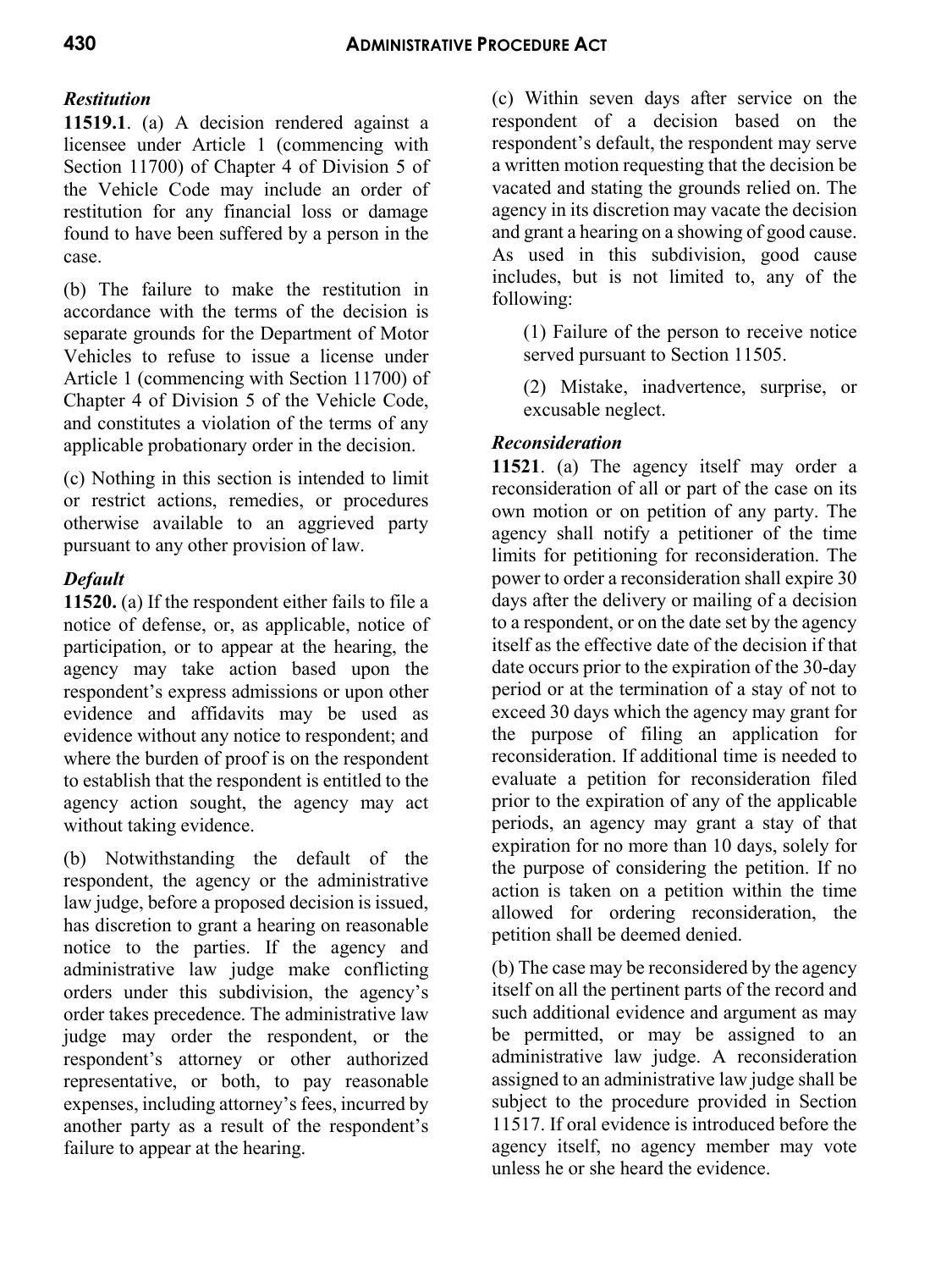### *Restitution*

**11519.1**. (a) A decision rendered against a licensee under Article 1 (commencing with Section 11700) of Chapter 4 of Division 5 of the Vehicle Code may include an order of restitution for any financial loss or damage found to have been suffered by a person in the case.

(b) The failure to make the restitution in accordance with the terms of the decision is separate grounds for the Department of Motor Vehicles to refuse to issue a license under Article 1 (commencing with Section 11700) of Chapter 4 of Division 5 of the Vehicle Code, and constitutes a violation of the terms of any applicable probationary order in the decision.

(c) Nothing in this section is intended to limit or restrict actions, remedies, or procedures otherwise available to an aggrieved party pursuant to any other provision of law.

### *Default*

**11520.** (a) If the respondent either fails to file a notice of defense, or, as applicable, notice of participation, or to appear at the hearing, the agency may take action based upon the respondent's express admissions or upon other evidence and affidavits may be used as evidence without any notice to respondent; and where the burden of proof is on the respondent to establish that the respondent is entitled to the agency action sought, the agency may act without taking evidence.

(b) Notwithstanding the default of the respondent, the agency or the administrative law judge, before a proposed decision is issued, has discretion to grant a hearing on reasonable notice to the parties. If the agency and administrative law judge make conflicting orders under this subdivision, the agency's order takes precedence. The administrative law judge may order the respondent, or the respondent's attorney or other authorized representative, or both, to pay reasonable expenses, including attorney's fees, incurred by another party as a result of the respondent's failure to appear at the hearing.

(c) Within seven days after service on the respondent of a decision based on the respondent's default, the respondent may serve a written motion requesting that the decision be vacated and stating the grounds relied on. The agency in its discretion may vacate the decision and grant a hearing on a showing of good cause. As used in this subdivision, good cause includes, but is not limited to, any of the following:

(1) Failure of the person to receive notice served pursuant to Section 11505.

(2) Mistake, inadvertence, surprise, or excusable neglect.

### *Reconsideration*

**11521**. (a) The agency itself may order a reconsideration of all or part of the case on its own motion or on petition of any party. The agency shall notify a petitioner of the time limits for petitioning for reconsideration. The power to order a reconsideration shall expire 30 days after the delivery or mailing of a decision to a respondent, or on the date set by the agency itself as the effective date of the decision if that date occurs prior to the expiration of the 30-day period or at the termination of a stay of not to exceed 30 days which the agency may grant for the purpose of filing an application for reconsideration. If additional time is needed to evaluate a petition for reconsideration filed prior to the expiration of any of the applicable periods, an agency may grant a stay of that expiration for no more than 10 days, solely for the purpose of considering the petition. If no action is taken on a petition within the time allowed for ordering reconsideration, the petition shall be deemed denied.

(b) The case may be reconsidered by the agency itself on all the pertinent parts of the record and such additional evidence and argument as may be permitted, or may be assigned to an administrative law judge. A reconsideration assigned to an administrative law judge shall be subject to the procedure provided in Section 11517. If oral evidence is introduced before the agency itself, no agency member may vote unless he or she heard the evidence.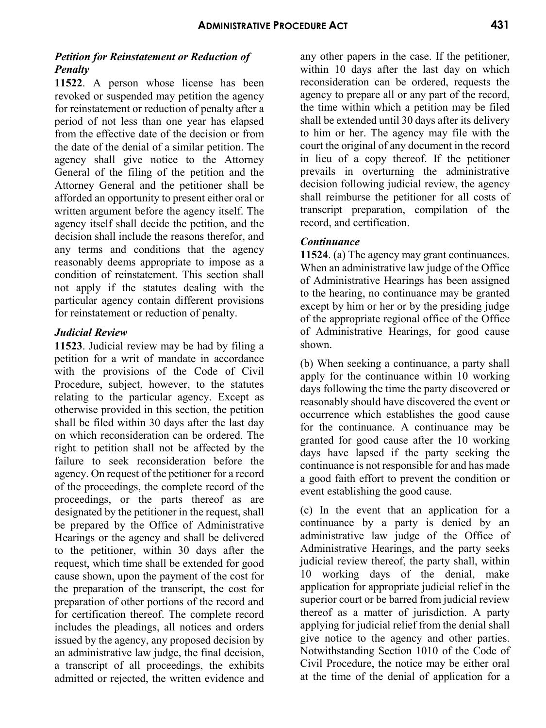### *Petition for Reinstatement or Reduction of Penalty*

**11522**. A person whose license has been revoked or suspended may petition the agency for reinstatement or reduction of penalty after a period of not less than one year has elapsed from the effective date of the decision or from the date of the denial of a similar petition. The agency shall give notice to the Attorney General of the filing of the petition and the Attorney General and the petitioner shall be afforded an opportunity to present either oral or written argument before the agency itself. The agency itself shall decide the petition, and the decision shall include the reasons therefor, and any terms and conditions that the agency reasonably deems appropriate to impose as a condition of reinstatement. This section shall not apply if the statutes dealing with the particular agency contain different provisions for reinstatement or reduction of penalty.

### *Judicial Review*

**11523**. Judicial review may be had by filing a petition for a writ of mandate in accordance with the provisions of the Code of Civil Procedure, subject, however, to the statutes relating to the particular agency. Except as otherwise provided in this section, the petition shall be filed within 30 days after the last day on which reconsideration can be ordered. The right to petition shall not be affected by the failure to seek reconsideration before the agency. On request of the petitioner for a record of the proceedings, the complete record of the proceedings, or the parts thereof as are designated by the petitioner in the request, shall be prepared by the Office of Administrative Hearings or the agency and shall be delivered to the petitioner, within 30 days after the request, which time shall be extended for good cause shown, upon the payment of the cost for the preparation of the transcript, the cost for preparation of other portions of the record and for certification thereof. The complete record includes the pleadings, all notices and orders issued by the agency, any proposed decision by an administrative law judge, the final decision, a transcript of all proceedings, the exhibits admitted or rejected, the written evidence and any other papers in the case. If the petitioner, within 10 days after the last day on which reconsideration can be ordered, requests the agency to prepare all or any part of the record, the time within which a petition may be filed shall be extended until 30 days after its delivery to him or her. The agency may file with the court the original of any document in the record in lieu of a copy thereof. If the petitioner prevails in overturning the administrative decision following judicial review, the agency shall reimburse the petitioner for all costs of transcript preparation, compilation of the record, and certification.

### *Continuance*

**11524**. (a) The agency may grant continuances. When an administrative law judge of the Office of Administrative Hearings has been assigned to the hearing, no continuance may be granted except by him or her or by the presiding judge of the appropriate regional office of the Office of Administrative Hearings, for good cause shown.

(b) When seeking a continuance, a party shall apply for the continuance within 10 working days following the time the party discovered or reasonably should have discovered the event or occurrence which establishes the good cause for the continuance. A continuance may be granted for good cause after the 10 working days have lapsed if the party seeking the continuance is not responsible for and has made a good faith effort to prevent the condition or event establishing the good cause.

(c) In the event that an application for a continuance by a party is denied by an administrative law judge of the Office of Administrative Hearings, and the party seeks judicial review thereof, the party shall, within 10 working days of the denial, make application for appropriate judicial relief in the superior court or be barred from judicial review thereof as a matter of jurisdiction. A party applying for judicial relief from the denial shall give notice to the agency and other parties. Notwithstanding Section 1010 of the Code of Civil Procedure, the notice may be either oral at the time of the denial of application for a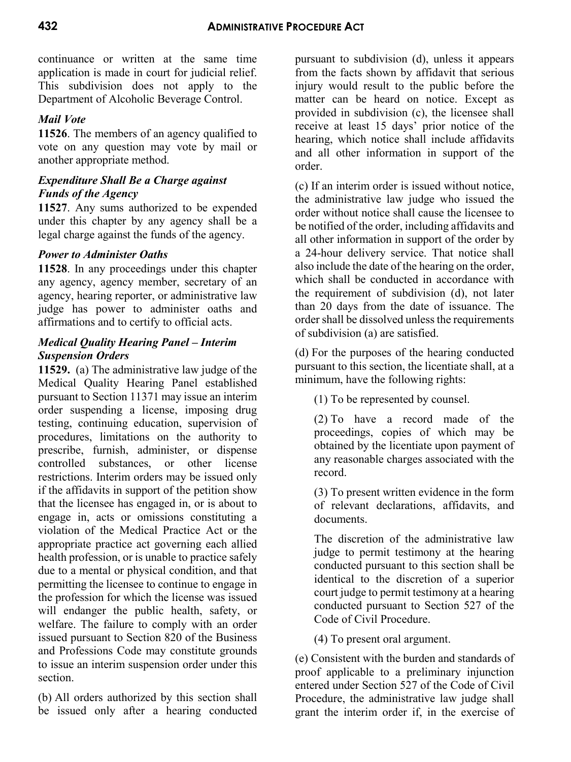continuance or written at the same time application is made in court for judicial relief. This subdivision does not apply to the Department of Alcoholic Beverage Control.

### *Mail Vote*

**11526**. The members of an agency qualified to vote on any question may vote by mail or another appropriate method.

### *Expenditure Shall Be a Charge against Funds of the Agency*

**11527**. Any sums authorized to be expended under this chapter by any agency shall be a legal charge against the funds of the agency.

### *Power to Administer Oaths*

**11528**. In any proceedings under this chapter any agency, agency member, secretary of an agency, hearing reporter, or administrative law judge has power to administer oaths and affirmations and to certify to official acts.

### *Medical Quality Hearing Panel – Interim Suspension Orders*

**11529.** (a) The administrative law judge of the Medical Quality Hearing Panel established pursuant to Section 11371 may issue an interim order suspending a license, imposing drug testing, continuing education, supervision of procedures, limitations on the authority to prescribe, furnish, administer, or dispense controlled substances, or other license restrictions. Interim orders may be issued only if the affidavits in support of the petition show that the licensee has engaged in, or is about to engage in, acts or omissions constituting a violation of the Medical Practice Act or the appropriate practice act governing each allied health profession, or is unable to practice safely due to a mental or physical condition, and that permitting the licensee to continue to engage in the profession for which the license was issued will endanger the public health, safety, or welfare. The failure to comply with an order issued pursuant to Section 820 of the Business and Professions Code may constitute grounds to issue an interim suspension order under this section.

(b) All orders authorized by this section shall be issued only after a hearing conducted pursuant to subdivision (d), unless it appears from the facts shown by affidavit that serious injury would result to the public before the matter can be heard on notice. Except as provided in subdivision (c), the licensee shall receive at least 15 days' prior notice of the hearing, which notice shall include affidavits and all other information in support of the order.

(c) If an interim order is issued without notice, the administrative law judge who issued the order without notice shall cause the licensee to be notified of the order, including affidavits and all other information in support of the order by a 24-hour delivery service. That notice shall also include the date of the hearing on the order, which shall be conducted in accordance with the requirement of subdivision (d), not later than 20 days from the date of issuance. The order shall be dissolved unless the requirements of subdivision (a) are satisfied.

(d) For the purposes of the hearing conducted pursuant to this section, the licentiate shall, at a minimum, have the following rights:

(1) To be represented by counsel.

(2) To have a record made of the proceedings, copies of which may be obtained by the licentiate upon payment of any reasonable charges associated with the record.

(3) To present written evidence in the form of relevant declarations, affidavits, and documents.

The discretion of the administrative law judge to permit testimony at the hearing conducted pursuant to this section shall be identical to the discretion of a superior court judge to permit testimony at a hearing conducted pursuant to Section 527 of the Code of Civil Procedure.

(4) To present oral argument.

(e) Consistent with the burden and standards of proof applicable to a preliminary injunction entered under Section 527 of the Code of Civil Procedure, the administrative law judge shall grant the interim order if, in the exercise of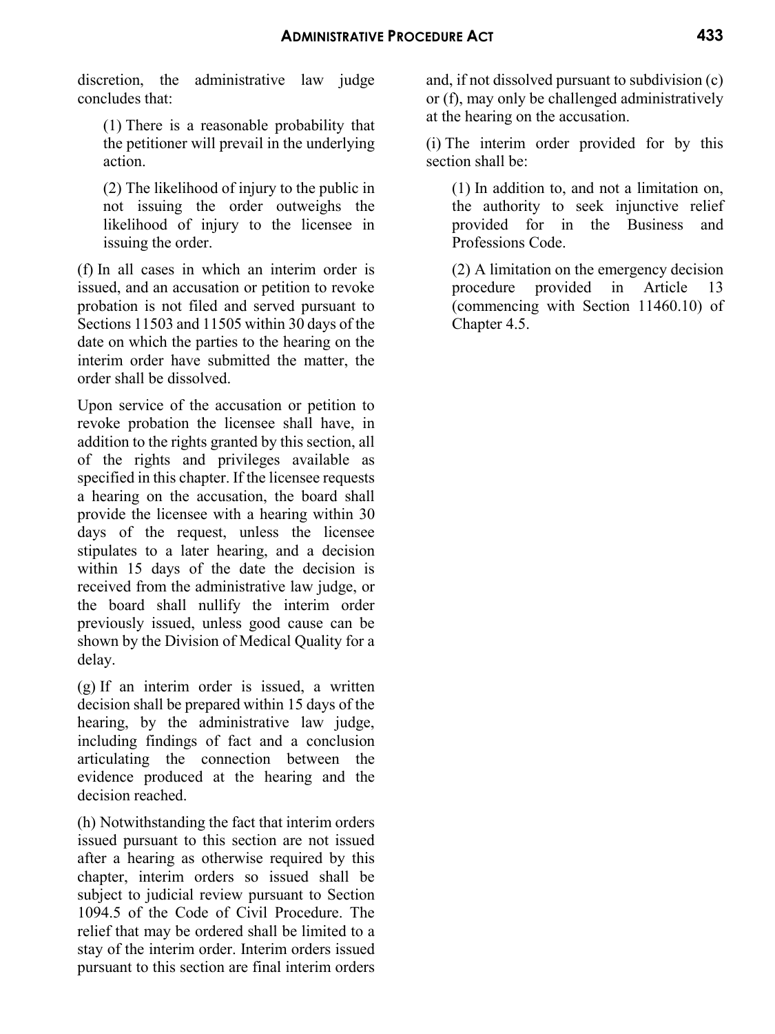discretion, the administrative law judge concludes that:

(1) There is a reasonable probability that the petitioner will prevail in the underlying action.

(2) The likelihood of injury to the public in not issuing the order outweighs the likelihood of injury to the licensee in issuing the order.

(f) In all cases in which an interim order is issued, and an accusation or petition to revoke probation is not filed and served pursuant to Sections 11503 and 11505 within 30 days of the date on which the parties to the hearing on the interim order have submitted the matter, the order shall be dissolved.

Upon service of the accusation or petition to revoke probation the licensee shall have, in addition to the rights granted by this section, all of the rights and privileges available as specified in this chapter. If the licensee requests a hearing on the accusation, the board shall provide the licensee with a hearing within 30 days of the request, unless the licensee stipulates to a later hearing, and a decision within 15 days of the date the decision is received from the administrative law judge, or the board shall nullify the interim order previously issued, unless good cause can be shown by the Division of Medical Quality for a delay.

(g) If an interim order is issued, a written decision shall be prepared within 15 days of the hearing, by the administrative law judge, including findings of fact and a conclusion articulating the connection between the evidence produced at the hearing and the decision reached.

(h) Notwithstanding the fact that interim orders issued pursuant to this section are not issued after a hearing as otherwise required by this chapter, interim orders so issued shall be subject to judicial review pursuant to Section 1094.5 of the Code of Civil Procedure. The relief that may be ordered shall be limited to a stay of the interim order. Interim orders issued pursuant to this section are final interim orders and, if not dissolved pursuant to subdivision (c) or (f), may only be challenged administratively at the hearing on the accusation.

(i) The interim order provided for by this section shall be:

(1) In addition to, and not a limitation on, the authority to seek injunctive relief provided for in the Business and Professions Code.

(2) A limitation on the emergency decision procedure provided in Article 13 (commencing with Section 11460.10) of Chapter 4.5.